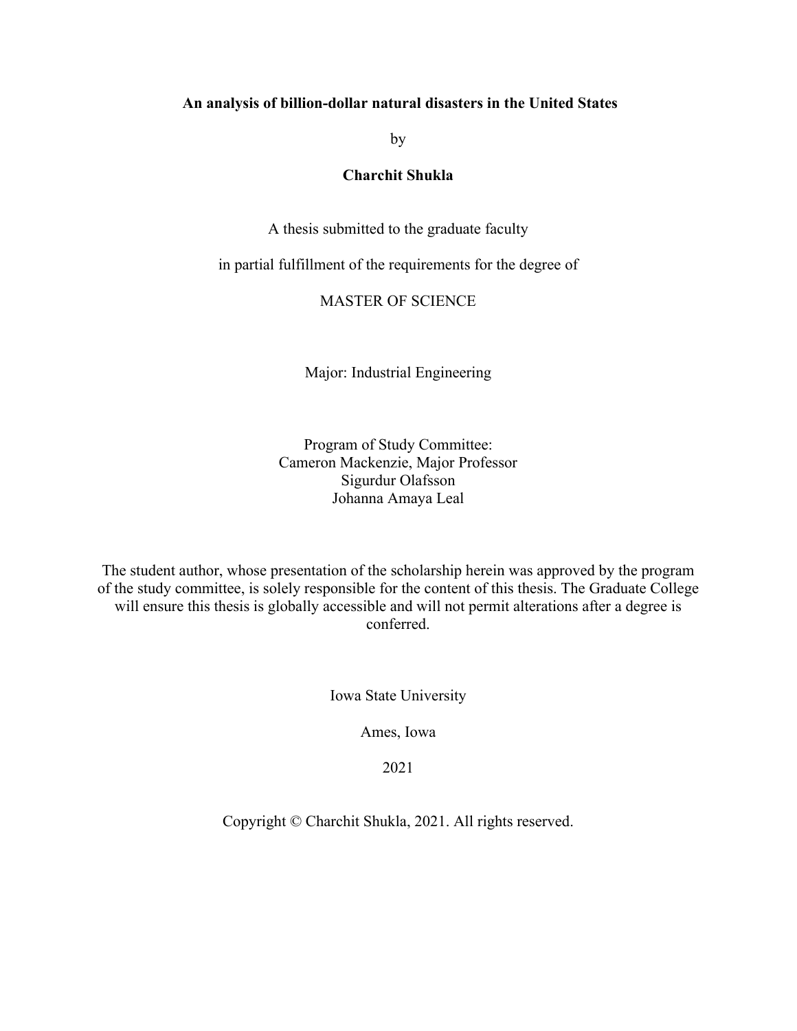# An analysis of billion-dollar natural disasters in the United States

by

**Charchit Shukla**

A thesis submitted to the graduate faculty

in partial fulfillment of the requirements for the degree of

MASTER OF SCIENCE

Major: Industrial Engineering

Program of Study Committee:
Cameron Mackenzie, Major Professor
Sigurdur Olafsson
Johanna Amaya Leal

The student author, whose presentation of the scholarship herein was approved by the program of the study committee, is solely responsible for the content of this thesis. The Graduate College will ensure this thesis is globally accessible and will not permit alterations after a degree is conferred.

Iowa State University

Ames, Iowa

2021

Copyright © Charchit Shukla, 2021. All rights reserved.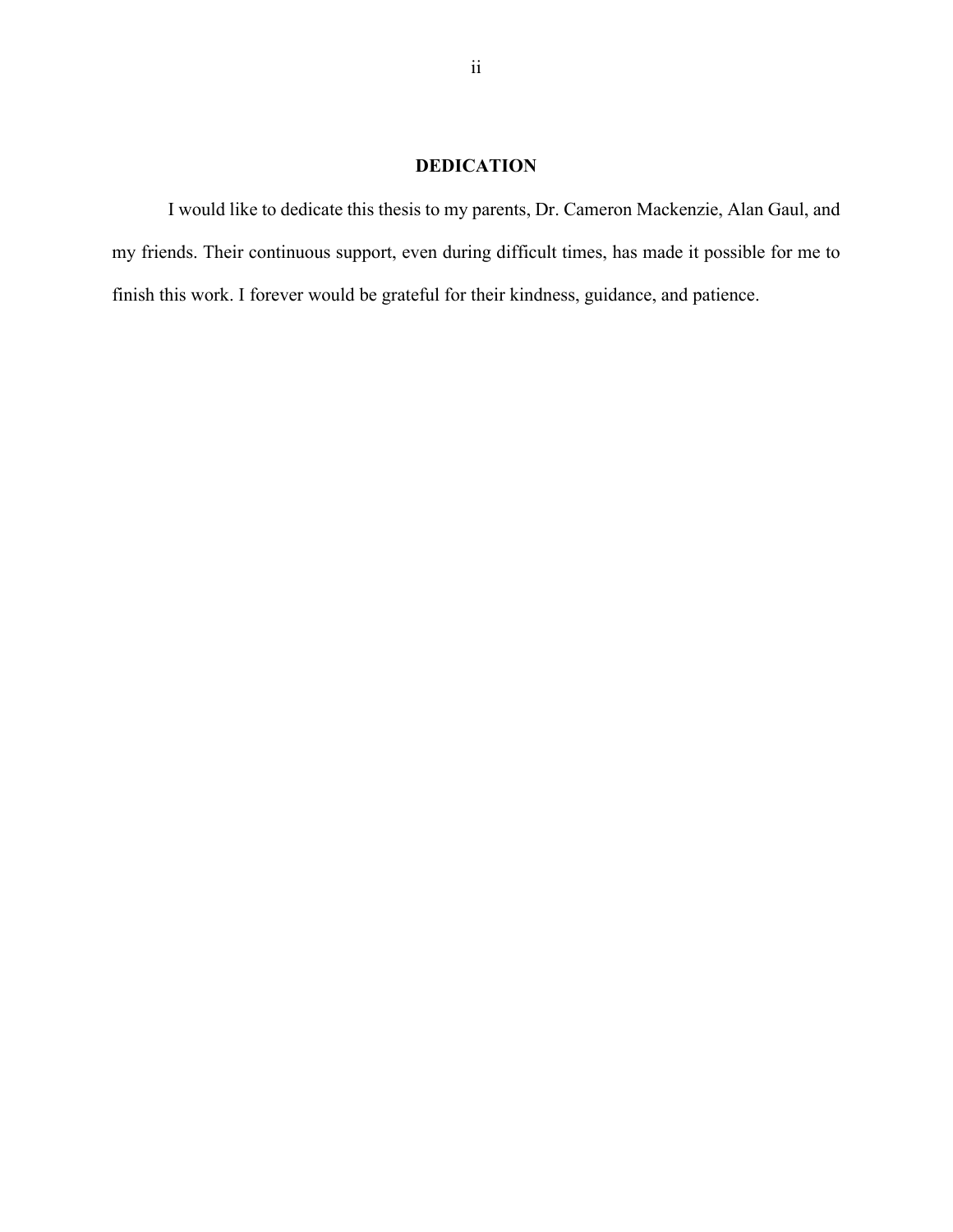## DEDICATION

I would like to dedicate this thesis to my parents, Dr. Cameron Mackenzie, Alan Gaul, and my friends. Their continuous support, even during difficult times, has made it possible for me to finish this work. I forever would be grateful for their kindness, guidance, and patience.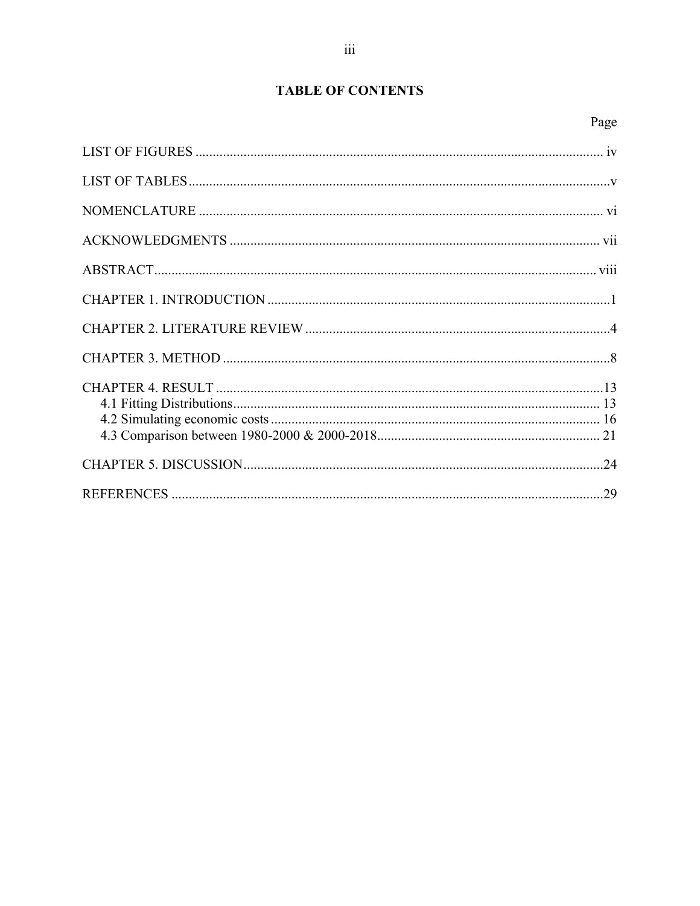# TABLE OF CONTENTS

| | Page |
|---|---|
| LIST OF FIGURES | iv |
| LIST OF TABLES | v |
| NOMENCLATURE | vi |
| ACKNOWLEDGMENTS | vii |
| ABSTRACT | viii |
| CHAPTER 1. INTRODUCTION | 1 |
| CHAPTER 2. LITERATURE REVIEW | 4 |
| CHAPTER 3. METHOD | 8 |
| CHAPTER 4. RESULT | 13 |
| 4.1 Fitting Distributions | 13 |
| 4.2 Simulating economic costs | 16 |
| 4.3 Comparison between 1980-2000 & 2000-2018 | 21 |
| CHAPTER 5. DISCUSSION | 24 |
| REFERENCES | 29 |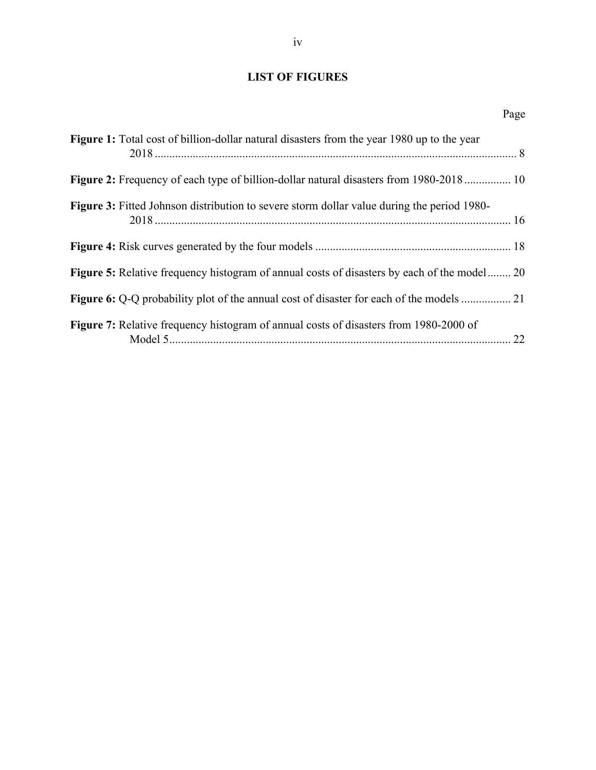## LIST OF FIGURES

Page

**Figure 1:** Total cost of billion-dollar natural disasters from the year 1980 up to the year 2018 ............ 8

**Figure 2:** Frequency of each type of billion-dollar natural disasters from 1980-2018 ............ 10

**Figure 3:** Fitted Johnson distribution to severe storm dollar value during the period 1980-2018 ............ 16

**Figure 4:** Risk curves generated by the four models ............ 18

**Figure 5:** Relative frequency histogram of annual costs of disasters by each of the model ............ 20

**Figure 6:** Q-Q probability plot of the annual cost of disaster for each of the models ............ 21

**Figure 7:** Relative frequency histogram of annual costs of disasters from 1980-2000 of Model 5 ............ 22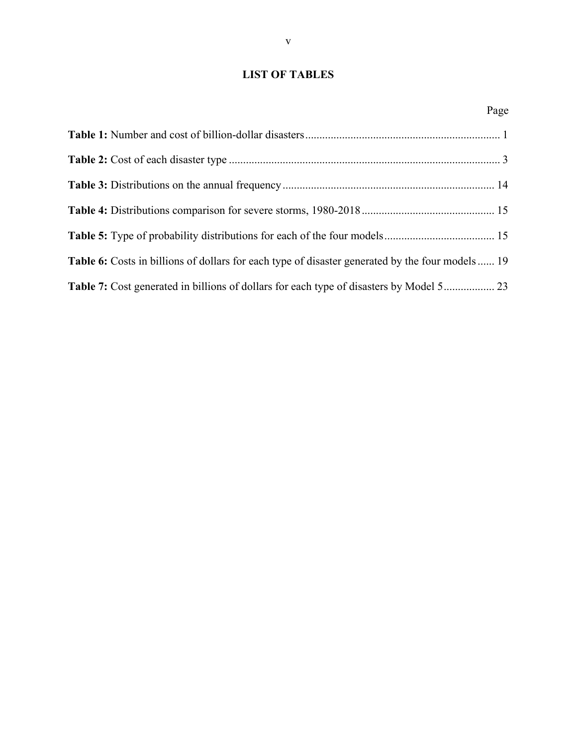# LIST OF TABLES

| | Page |
|---|---|
| **Table 1:** Number and cost of billion-dollar disasters | 1 |
| **Table 2:** Cost of each disaster type | 3 |
| **Table 3:** Distributions on the annual frequency | 14 |
| **Table 4:** Distributions comparison for severe storms, 1980-2018 | 15 |
| **Table 5:** Type of probability distributions for each of the four models | 15 |
| **Table 6:** Costs in billions of dollars for each type of disaster generated by the four models | 19 |
| **Table 7:** Cost generated in billions of dollars for each type of disasters by Model 5 | 23 |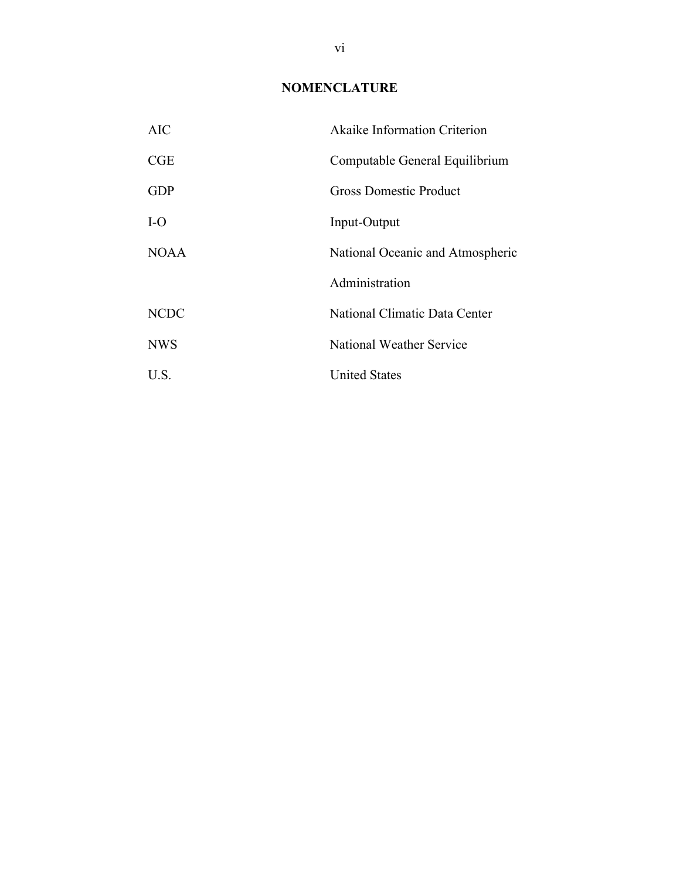## NOMENCLATURE

| | |
|---|---|
| AIC | Akaike Information Criterion |
| CGE | Computable General Equilibrium |
| GDP | Gross Domestic Product |
| I-O | Input-Output |
| NOAA | National Oceanic and Atmospheric Administration |
| NCDC | National Climatic Data Center |
| NWS | National Weather Service |
| U.S. | United States |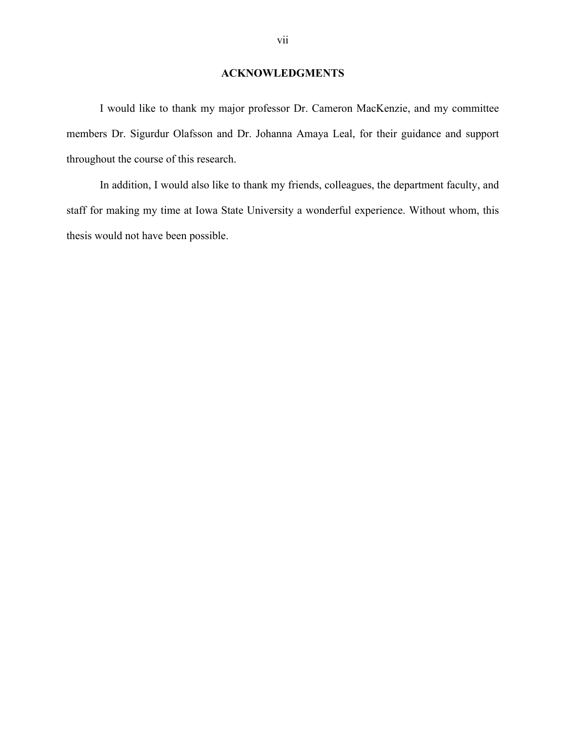# ACKNOWLEDGMENTS

I would like to thank my major professor Dr. Cameron MacKenzie, and my committee members Dr. Sigurdur Olafsson and Dr. Johanna Amaya Leal, for their guidance and support throughout the course of this research.

In addition, I would also like to thank my friends, colleagues, the department faculty, and staff for making my time at Iowa State University a wonderful experience. Without whom, this thesis would not have been possible.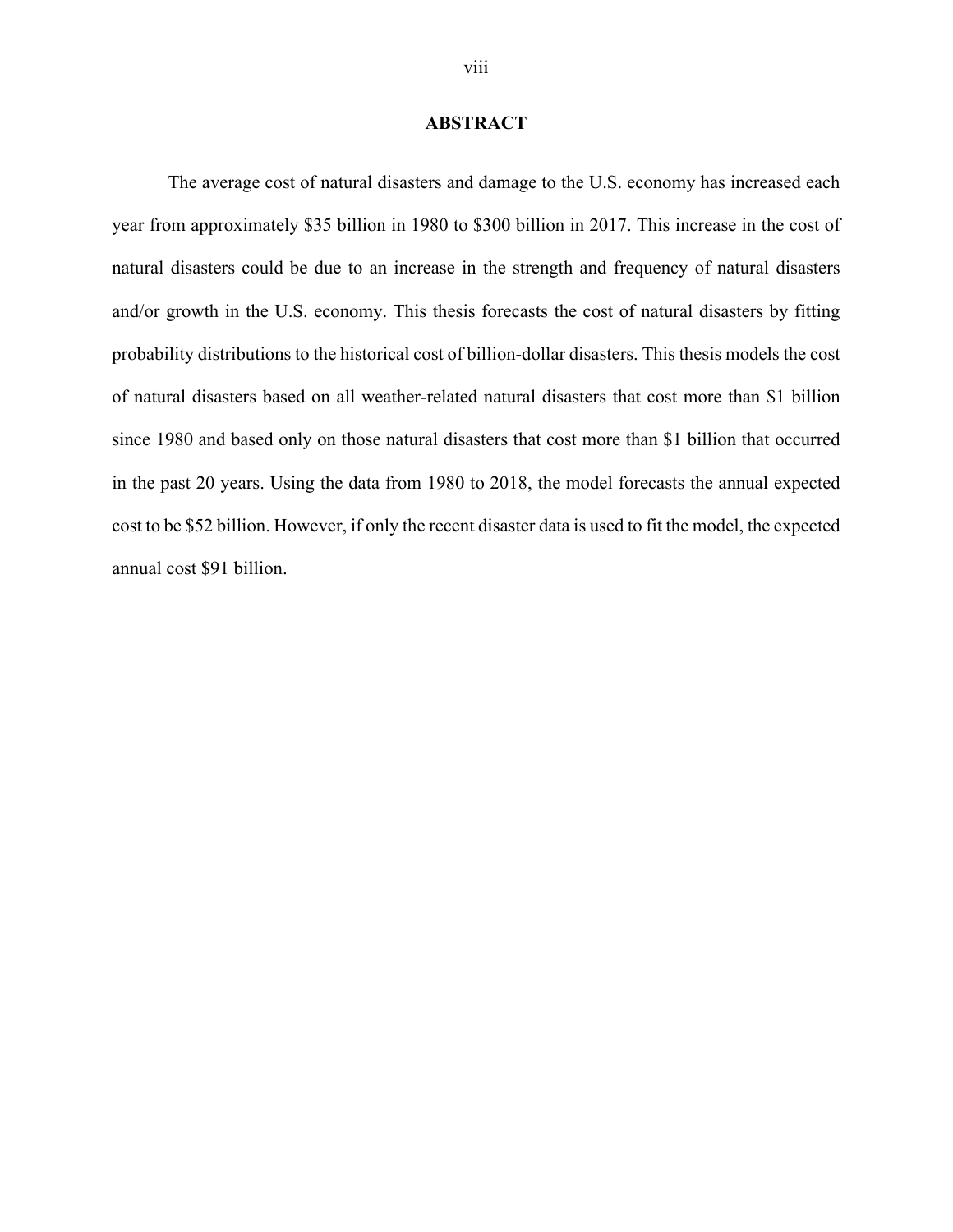## ABSTRACT

The average cost of natural disasters and damage to the U.S. economy has increased each year from approximately $35 billion in 1980 to $300 billion in 2017. This increase in the cost of natural disasters could be due to an increase in the strength and frequency of natural disasters and/or growth in the U.S. economy. This thesis forecasts the cost of natural disasters by fitting probability distributions to the historical cost of billion-dollar disasters. This thesis models the cost of natural disasters based on all weather-related natural disasters that cost more than $1 billion since 1980 and based only on those natural disasters that cost more than $1 billion that occurred in the past 20 years. Using the data from 1980 to 2018, the model forecasts the annual expected cost to be $52 billion. However, if only the recent disaster data is used to fit the model, the expected annual cost $91 billion.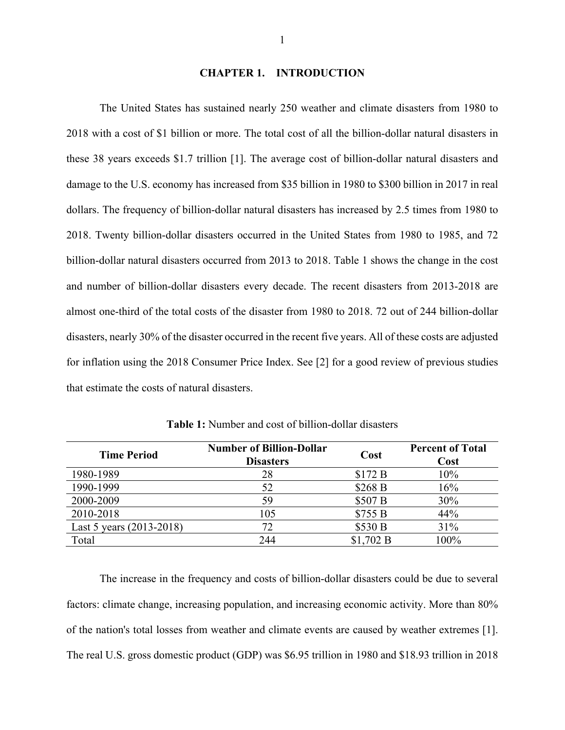# CHAPTER 1. INTRODUCTION

The United States has sustained nearly 250 weather and climate disasters from 1980 to 2018 with a cost of $1 billion or more. The total cost of all the billion-dollar natural disasters in these 38 years exceeds $1.7 trillion [1]. The average cost of billion-dollar natural disasters and damage to the U.S. economy has increased from $35 billion in 1980 to $300 billion in 2017 in real dollars. The frequency of billion-dollar natural disasters has increased by 2.5 times from 1980 to 2018. Twenty billion-dollar disasters occurred in the United States from 1980 to 1985, and 72 billion-dollar natural disasters occurred from 2013 to 2018. Table 1 shows the change in the cost and number of billion-dollar disasters every decade. The recent disasters from 2013-2018 are almost one-third of the total costs of the disaster from 1980 to 2018. 72 out of 244 billion-dollar disasters, nearly 30% of the disaster occurred in the recent five years. All of these costs are adjusted for inflation using the 2018 Consumer Price Index. See [2] for a good review of previous studies that estimate the costs of natural disasters.

**Table 1:** Number and cost of billion-dollar disasters

| Time Period | Number of Billion-Dollar Disasters | Cost | Percent of Total Cost |
|---|---|---|---|
| 1980-1989 | 28 | $172 B | 10% |
| 1990-1999 | 52 | $268 B | 16% |
| 2000-2009 | 59 | $507 B | 30% |
| 2010-2018 | 105 | $755 B | 44% |
| Last 5 years (2013-2018) | 72 | $530 B | 31% |
| Total | 244 | $1,702 B | 100% |

The increase in the frequency and costs of billion-dollar disasters could be due to several factors: climate change, increasing population, and increasing economic activity. More than 80% of the nation's total losses from weather and climate events are caused by weather extremes [1]. The real U.S. gross domestic product (GDP) was $6.95 trillion in 1980 and $18.93 trillion in 2018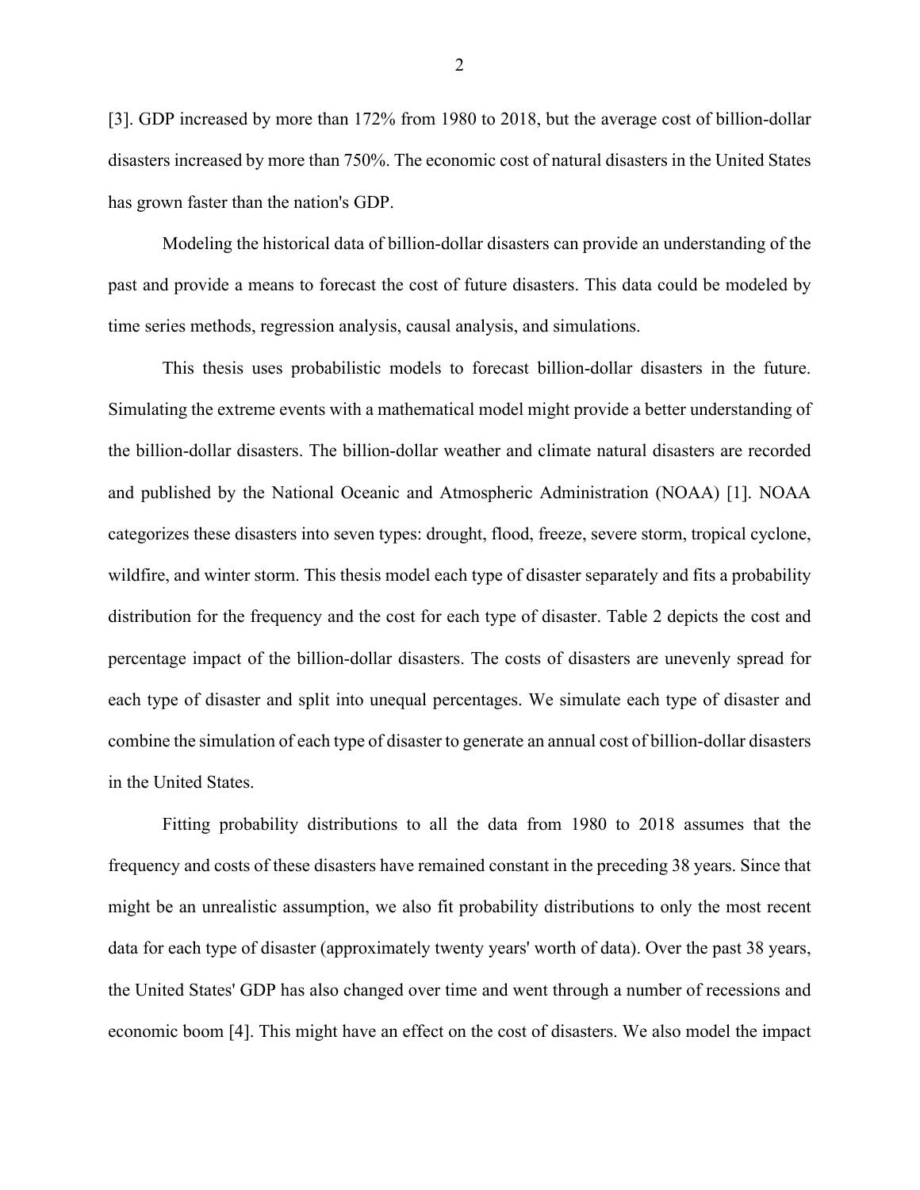[3]. GDP increased by more than 172% from 1980 to 2018, but the average cost of billion-dollar disasters increased by more than 750%. The economic cost of natural disasters in the United States has grown faster than the nation's GDP.

Modeling the historical data of billion-dollar disasters can provide an understanding of the past and provide a means to forecast the cost of future disasters. This data could be modeled by time series methods, regression analysis, causal analysis, and simulations.

This thesis uses probabilistic models to forecast billion-dollar disasters in the future. Simulating the extreme events with a mathematical model might provide a better understanding of the billion-dollar disasters. The billion-dollar weather and climate natural disasters are recorded and published by the National Oceanic and Atmospheric Administration (NOAA) [1]. NOAA categorizes these disasters into seven types: drought, flood, freeze, severe storm, tropical cyclone, wildfire, and winter storm. This thesis model each type of disaster separately and fits a probability distribution for the frequency and the cost for each type of disaster. Table 2 depicts the cost and percentage impact of the billion-dollar disasters. The costs of disasters are unevenly spread for each type of disaster and split into unequal percentages. We simulate each type of disaster and combine the simulation of each type of disaster to generate an annual cost of billion-dollar disasters in the United States.

Fitting probability distributions to all the data from 1980 to 2018 assumes that the frequency and costs of these disasters have remained constant in the preceding 38 years. Since that might be an unrealistic assumption, we also fit probability distributions to only the most recent data for each type of disaster (approximately twenty years' worth of data). Over the past 38 years, the United States' GDP has also changed over time and went through a number of recessions and economic boom [4]. This might have an effect on the cost of disasters. We also model the impact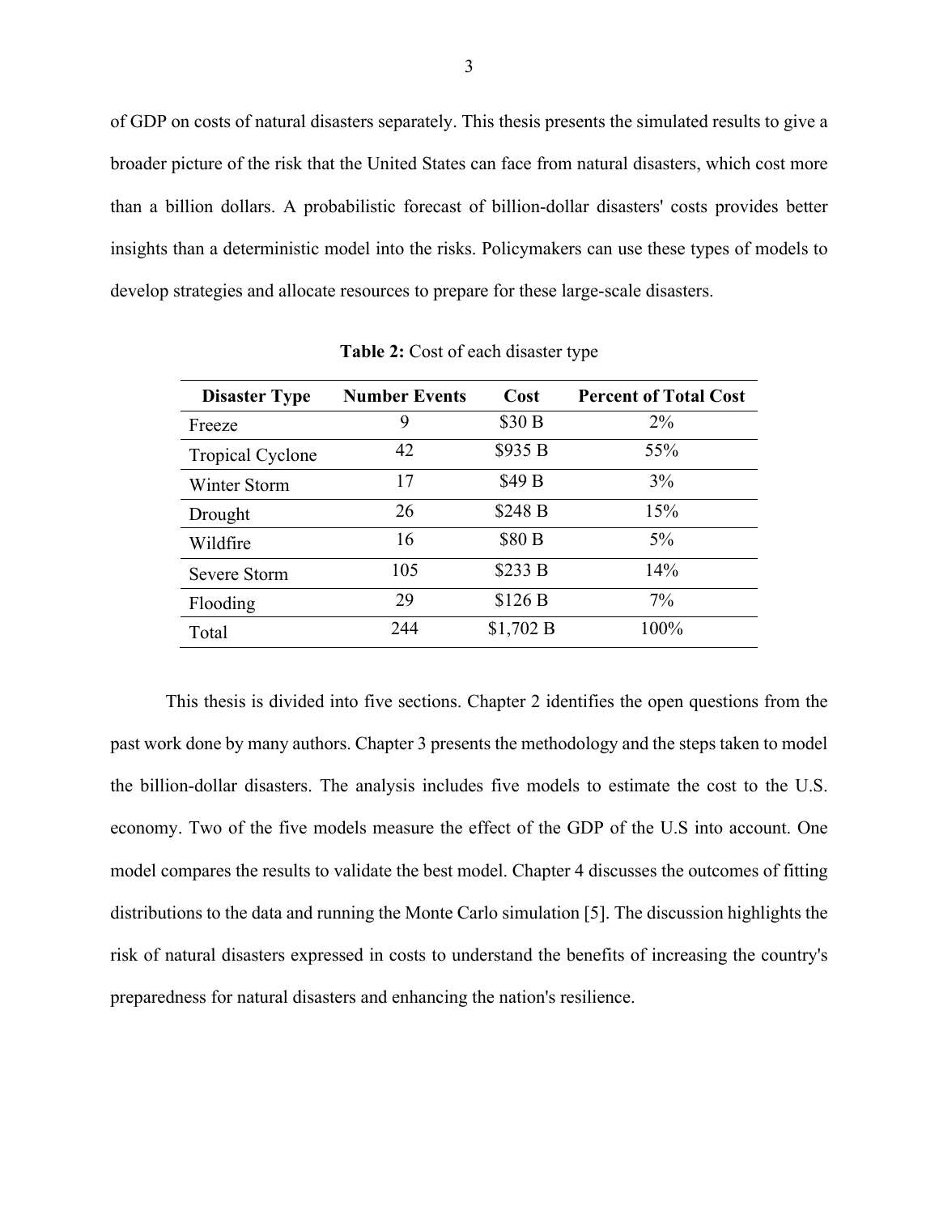of GDP on costs of natural disasters separately. This thesis presents the simulated results to give a broader picture of the risk that the United States can face from natural disasters, which cost more than a billion dollars. A probabilistic forecast of billion-dollar disasters' costs provides better insights than a deterministic model into the risks. Policymakers can use these types of models to develop strategies and allocate resources to prepare for these large-scale disasters.

**Table 2:** Cost of each disaster type

| Disaster Type | Number Events | Cost | Percent of Total Cost |
|---|---|---|---|
| Freeze | 9 | $30 B | 2% |
| Tropical Cyclone | 42 | $935 B | 55% |
| Winter Storm | 17 | $49 B | 3% |
| Drought | 26 | $248 B | 15% |
| Wildfire | 16 | $80 B | 5% |
| Severe Storm | 105 | $233 B | 14% |
| Flooding | 29 | $126 B | 7% |
| Total | 244 | $1,702 B | 100% |

This thesis is divided into five sections. Chapter 2 identifies the open questions from the past work done by many authors. Chapter 3 presents the methodology and the steps taken to model the billion-dollar disasters. The analysis includes five models to estimate the cost to the U.S. economy. Two of the five models measure the effect of the GDP of the U.S into account. One model compares the results to validate the best model. Chapter 4 discusses the outcomes of fitting distributions to the data and running the Monte Carlo simulation [5]. The discussion highlights the risk of natural disasters expressed in costs to understand the benefits of increasing the country's preparedness for natural disasters and enhancing the nation's resilience.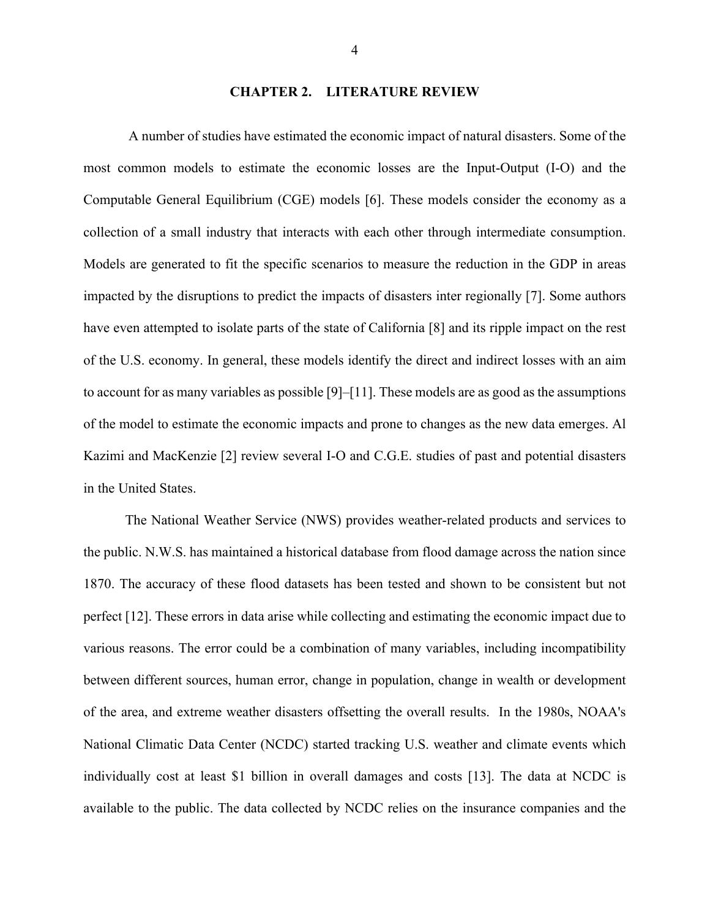# CHAPTER 2. LITERATURE REVIEW

A number of studies have estimated the economic impact of natural disasters. Some of the most common models to estimate the economic losses are the Input-Output (I-O) and the Computable General Equilibrium (CGE) models [6]. These models consider the economy as a collection of a small industry that interacts with each other through intermediate consumption. Models are generated to fit the specific scenarios to measure the reduction in the GDP in areas impacted by the disruptions to predict the impacts of disasters inter regionally [7]. Some authors have even attempted to isolate parts of the state of California [8] and its ripple impact on the rest of the U.S. economy. In general, these models identify the direct and indirect losses with an aim to account for as many variables as possible [9]–[11]. These models are as good as the assumptions of the model to estimate the economic impacts and prone to changes as the new data emerges. Al Kazimi and MacKenzie [2] review several I-O and C.G.E. studies of past and potential disasters in the United States.

The National Weather Service (NWS) provides weather-related products and services to the public. N.W.S. has maintained a historical database from flood damage across the nation since 1870. The accuracy of these flood datasets has been tested and shown to be consistent but not perfect [12]. These errors in data arise while collecting and estimating the economic impact due to various reasons. The error could be a combination of many variables, including incompatibility between different sources, human error, change in population, change in wealth or development of the area, and extreme weather disasters offsetting the overall results. In the 1980s, NOAA's National Climatic Data Center (NCDC) started tracking U.S. weather and climate events which individually cost at least $1 billion in overall damages and costs [13]. The data at NCDC is available to the public. The data collected by NCDC relies on the insurance companies and the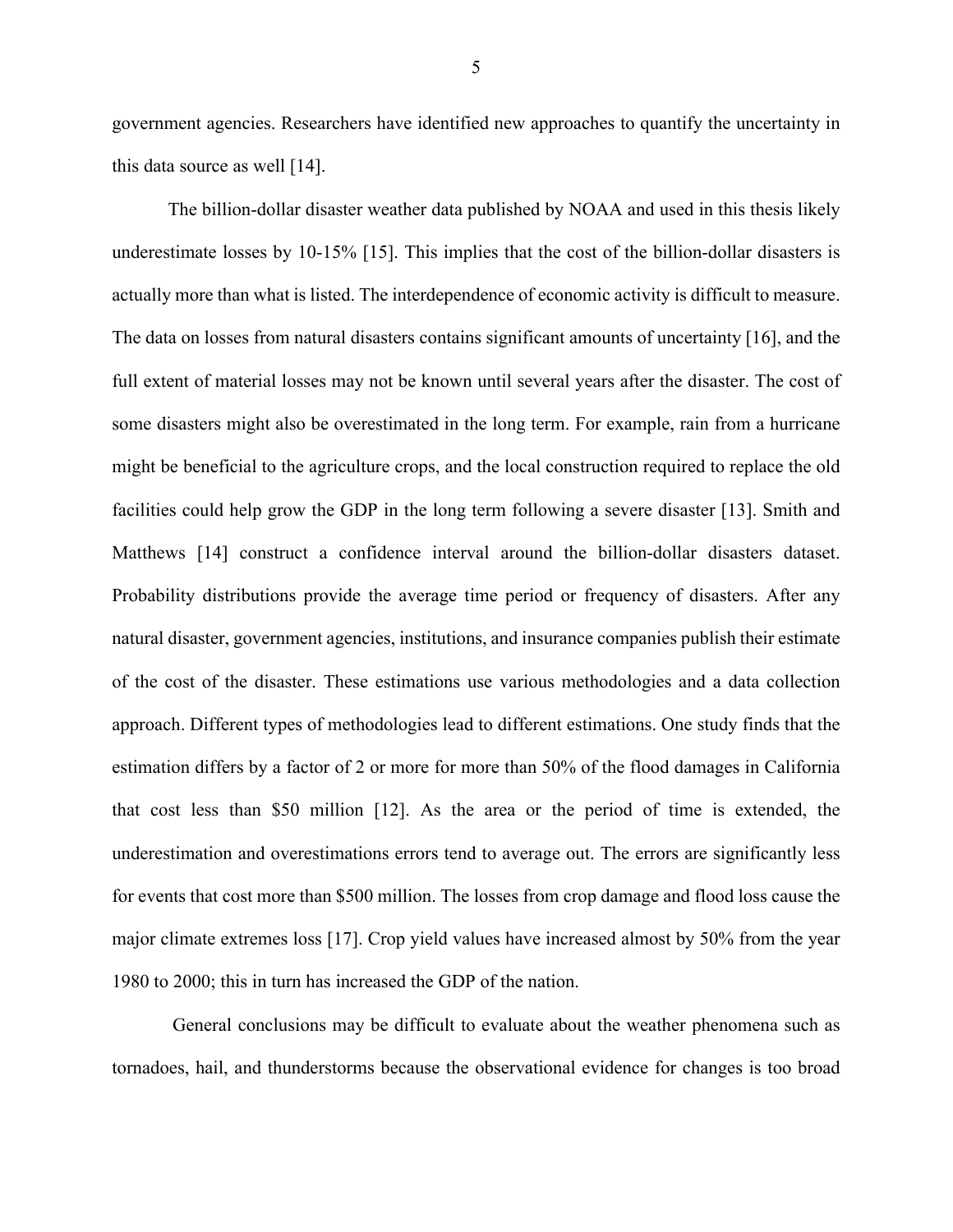government agencies. Researchers have identified new approaches to quantify the uncertainty in this data source as well [14].

The billion-dollar disaster weather data published by NOAA and used in this thesis likely underestimate losses by 10-15% [15]. This implies that the cost of the billion-dollar disasters is actually more than what is listed. The interdependence of economic activity is difficult to measure. The data on losses from natural disasters contains significant amounts of uncertainty [16], and the full extent of material losses may not be known until several years after the disaster. The cost of some disasters might also be overestimated in the long term. For example, rain from a hurricane might be beneficial to the agriculture crops, and the local construction required to replace the old facilities could help grow the GDP in the long term following a severe disaster [13]. Smith and Matthews [14] construct a confidence interval around the billion-dollar disasters dataset. Probability distributions provide the average time period or frequency of disasters. After any natural disaster, government agencies, institutions, and insurance companies publish their estimate of the cost of the disaster. These estimations use various methodologies and a data collection approach. Different types of methodologies lead to different estimations. One study finds that the estimation differs by a factor of 2 or more for more than 50% of the flood damages in California that cost less than $50 million [12]. As the area or the period of time is extended, the underestimation and overestimations errors tend to average out. The errors are significantly less for events that cost more than $500 million. The losses from crop damage and flood loss cause the major climate extremes loss [17]. Crop yield values have increased almost by 50% from the year 1980 to 2000; this in turn has increased the GDP of the nation.

General conclusions may be difficult to evaluate about the weather phenomena such as tornadoes, hail, and thunderstorms because the observational evidence for changes is too broad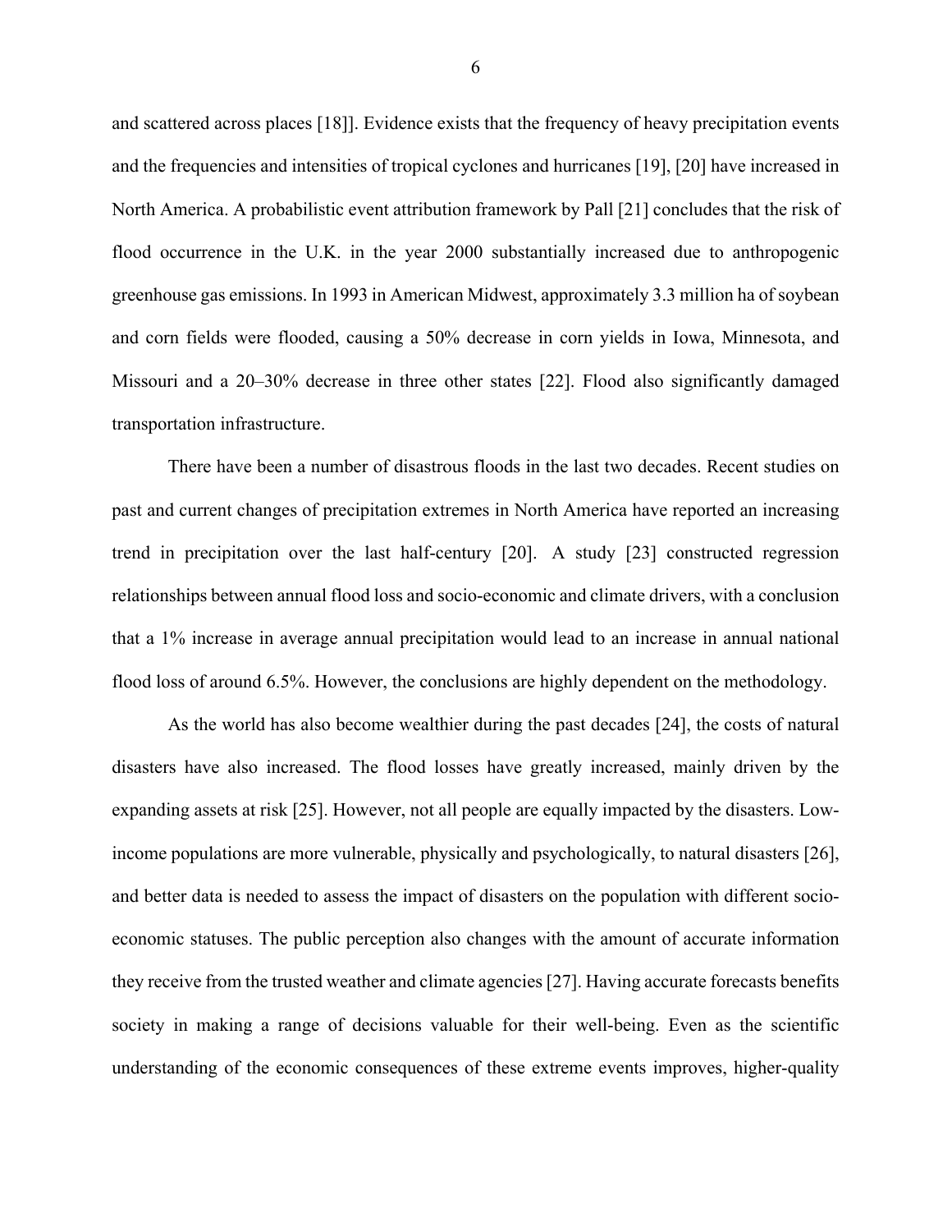and scattered across places [18]]. Evidence exists that the frequency of heavy precipitation events and the frequencies and intensities of tropical cyclones and hurricanes [19], [20] have increased in North America. A probabilistic event attribution framework by Pall [21] concludes that the risk of flood occurrence in the U.K. in the year 2000 substantially increased due to anthropogenic greenhouse gas emissions. In 1993 in American Midwest, approximately 3.3 million ha of soybean and corn fields were flooded, causing a 50% decrease in corn yields in Iowa, Minnesota, and Missouri and a 20–30% decrease in three other states [22]. Flood also significantly damaged transportation infrastructure.

There have been a number of disastrous floods in the last two decades. Recent studies on past and current changes of precipitation extremes in North America have reported an increasing trend in precipitation over the last half-century [20]. A study [23] constructed regression relationships between annual flood loss and socio-economic and climate drivers, with a conclusion that a 1% increase in average annual precipitation would lead to an increase in annual national flood loss of around 6.5%. However, the conclusions are highly dependent on the methodology.

As the world has also become wealthier during the past decades [24], the costs of natural disasters have also increased. The flood losses have greatly increased, mainly driven by the expanding assets at risk [25]. However, not all people are equally impacted by the disasters. Low-income populations are more vulnerable, physically and psychologically, to natural disasters [26], and better data is needed to assess the impact of disasters on the population with different socio-economic statuses. The public perception also changes with the amount of accurate information they receive from the trusted weather and climate agencies [27]. Having accurate forecasts benefits society in making a range of decisions valuable for their well-being. Even as the scientific understanding of the economic consequences of these extreme events improves, higher-quality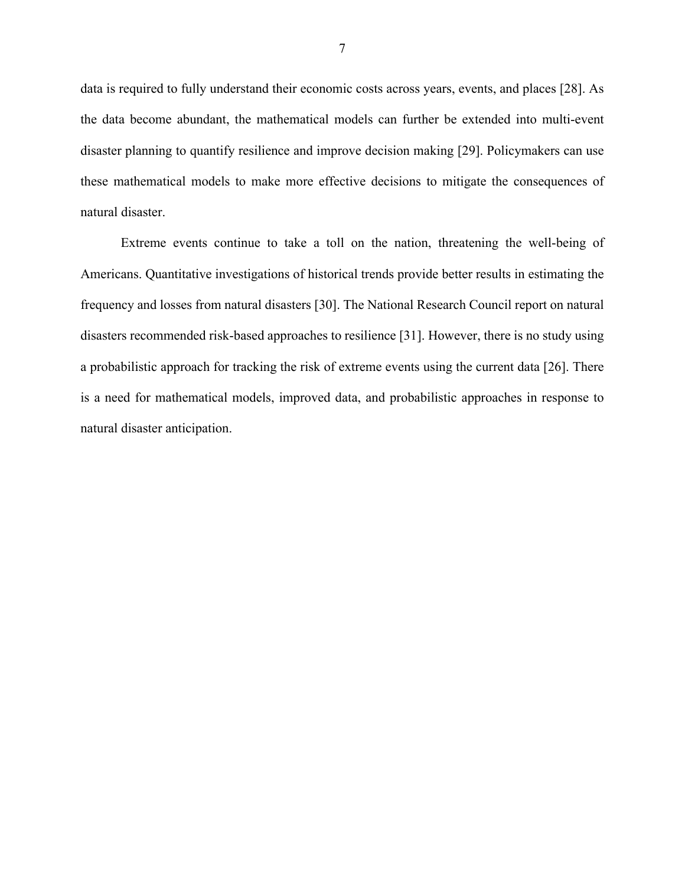data is required to fully understand their economic costs across years, events, and places [28]. As the data become abundant, the mathematical models can further be extended into multi-event disaster planning to quantify resilience and improve decision making [29]. Policymakers can use these mathematical models to make more effective decisions to mitigate the consequences of natural disaster.

Extreme events continue to take a toll on the nation, threatening the well-being of Americans. Quantitative investigations of historical trends provide better results in estimating the frequency and losses from natural disasters [30]. The National Research Council report on natural disasters recommended risk-based approaches to resilience [31]. However, there is no study using a probabilistic approach for tracking the risk of extreme events using the current data [26]. There is a need for mathematical models, improved data, and probabilistic approaches in response to natural disaster anticipation.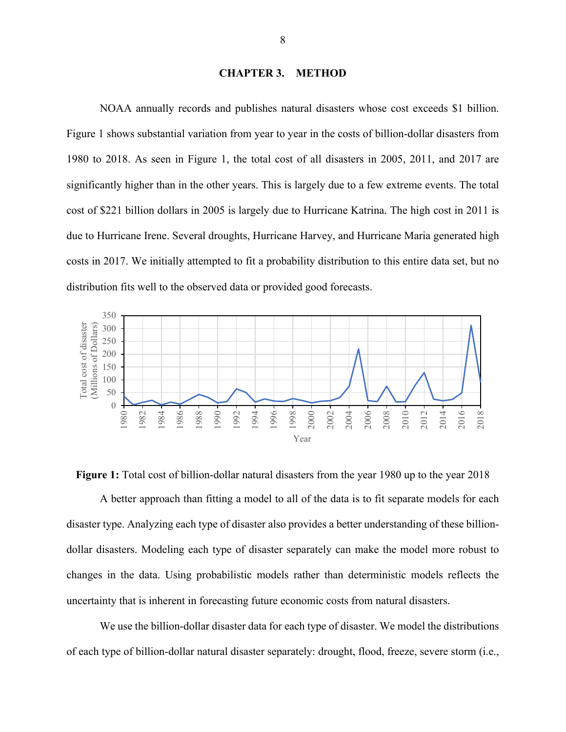# CHAPTER 3. METHOD

NOAA annually records and publishes natural disasters whose cost exceeds $1 billion. Figure 1 shows substantial variation from year to year in the costs of billion-dollar disasters from 1980 to 2018. As seen in Figure 1, the total cost of all disasters in 2005, 2011, and 2017 are significantly higher than in the other years. This is largely due to a few extreme events. The total cost of $221 billion dollars in 2005 is largely due to Hurricane Katrina. The high cost in 2011 is due to Hurricane Irene. Several droughts, Hurricane Harvey, and Hurricane Maria generated high costs in 2017. We initially attempted to fit a probability distribution to this entire data set, but no distribution fits well to the observed data or provided good forecasts.

**Figure 1:** Total cost of billion-dollar natural disasters from the year 1980 up to the year 2018

A better approach than fitting a model to all of the data is to fit separate models for each disaster type. Analyzing each type of disaster also provides a better understanding of these billion-dollar disasters. Modeling each type of disaster separately can make the model more robust to changes in the data. Using probabilistic models rather than deterministic models reflects the uncertainty that is inherent in forecasting future economic costs from natural disasters.

We use the billion-dollar disaster data for each type of disaster. We model the distributions of each type of billion-dollar natural disaster separately: drought, flood, freeze, severe storm (i.e.,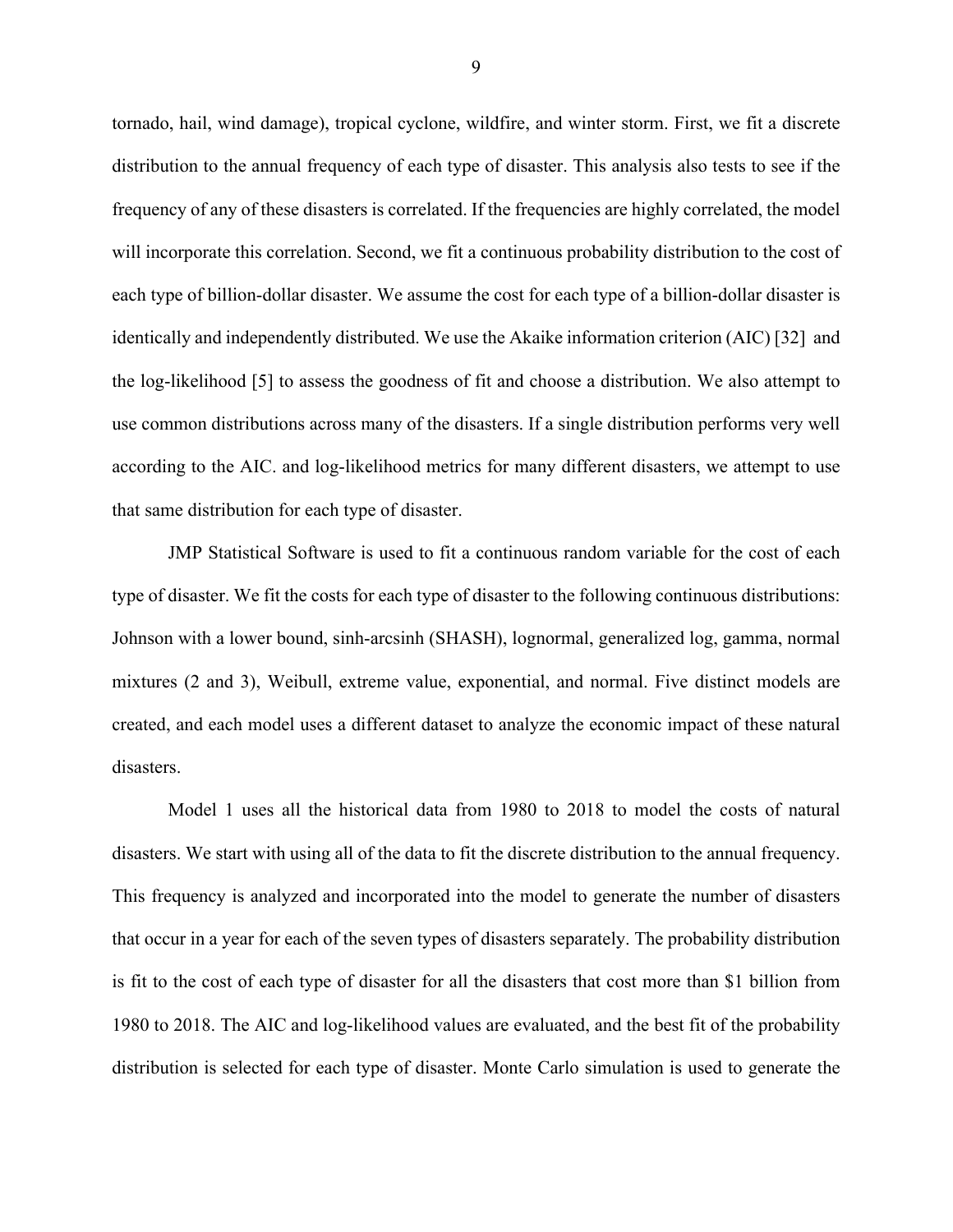tornado, hail, wind damage), tropical cyclone, wildfire, and winter storm. First, we fit a discrete distribution to the annual frequency of each type of disaster. This analysis also tests to see if the frequency of any of these disasters is correlated. If the frequencies are highly correlated, the model will incorporate this correlation. Second, we fit a continuous probability distribution to the cost of each type of billion-dollar disaster. We assume the cost for each type of a billion-dollar disaster is identically and independently distributed. We use the Akaike information criterion (AIC) [32] and the log-likelihood [5] to assess the goodness of fit and choose a distribution. We also attempt to use common distributions across many of the disasters. If a single distribution performs very well according to the AIC. and log-likelihood metrics for many different disasters, we attempt to use that same distribution for each type of disaster.

JMP Statistical Software is used to fit a continuous random variable for the cost of each type of disaster. We fit the costs for each type of disaster to the following continuous distributions: Johnson with a lower bound, sinh-arcsinh (SHASH), lognormal, generalized log, gamma, normal mixtures (2 and 3), Weibull, extreme value, exponential, and normal. Five distinct models are created, and each model uses a different dataset to analyze the economic impact of these natural disasters.

Model 1 uses all the historical data from 1980 to 2018 to model the costs of natural disasters. We start with using all of the data to fit the discrete distribution to the annual frequency. This frequency is analyzed and incorporated into the model to generate the number of disasters that occur in a year for each of the seven types of disasters separately. The probability distribution is fit to the cost of each type of disaster for all the disasters that cost more than \$1 billion from 1980 to 2018. The AIC and log-likelihood values are evaluated, and the best fit of the probability distribution is selected for each type of disaster. Monte Carlo simulation is used to generate the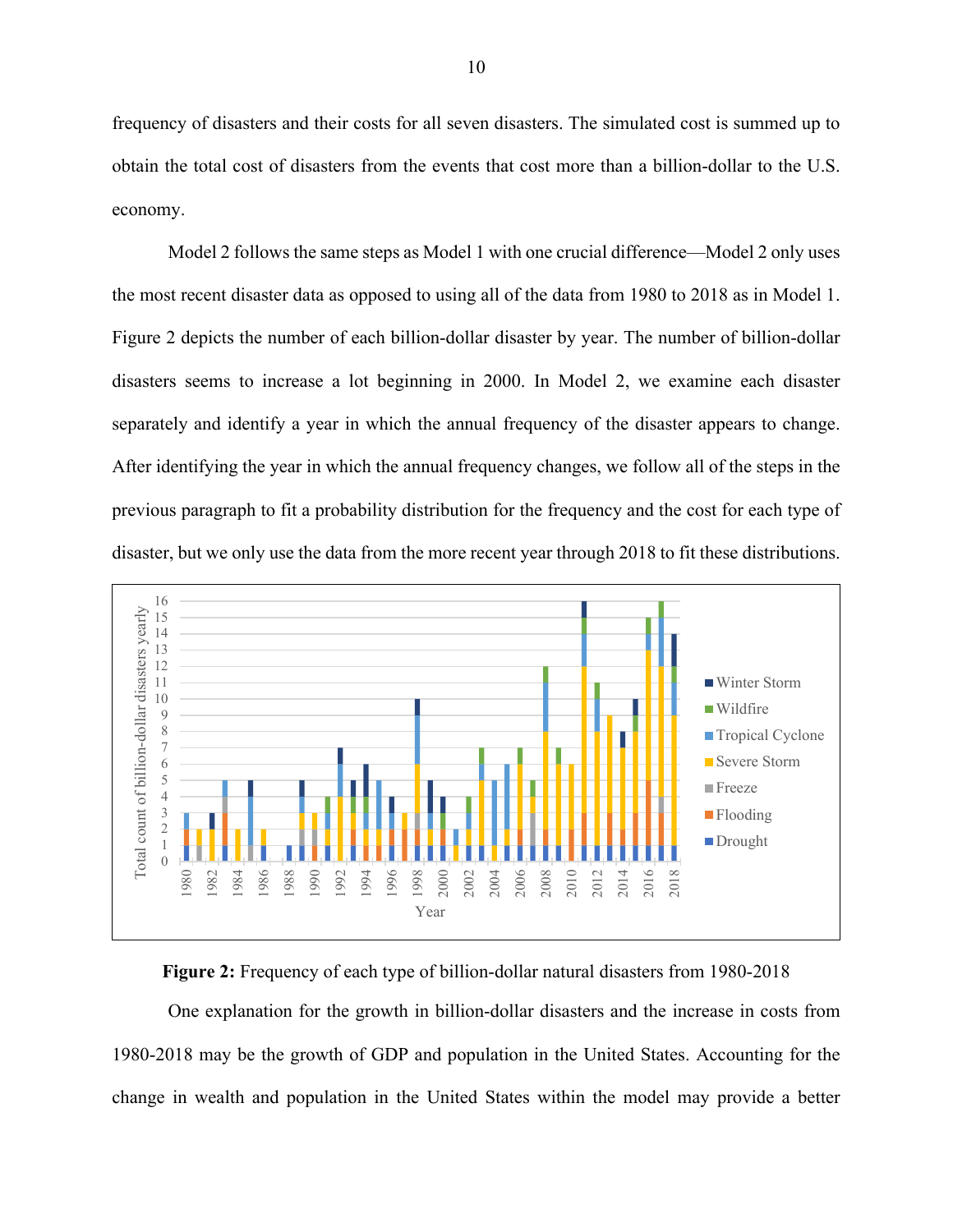frequency of disasters and their costs for all seven disasters. The simulated cost is summed up to obtain the total cost of disasters from the events that cost more than a billion-dollar to the U.S. economy.

Model 2 follows the same steps as Model 1 with one crucial difference—Model 2 only uses the most recent disaster data as opposed to using all of the data from 1980 to 2018 as in Model 1. Figure 2 depicts the number of each billion-dollar disaster by year. The number of billion-dollar disasters seems to increase a lot beginning in 2000. In Model 2, we examine each disaster separately and identify a year in which the annual frequency of the disaster appears to change. After identifying the year in which the annual frequency changes, we follow all of the steps in the previous paragraph to fit a probability distribution for the frequency and the cost for each type of disaster, but we only use the data from the more recent year through 2018 to fit these distributions.

**Figure 2:** Frequency of each type of billion-dollar natural disasters from 1980-2018

One explanation for the growth in billion-dollar disasters and the increase in costs from 1980-2018 may be the growth of GDP and population in the United States. Accounting for the change in wealth and population in the United States within the model may provide a better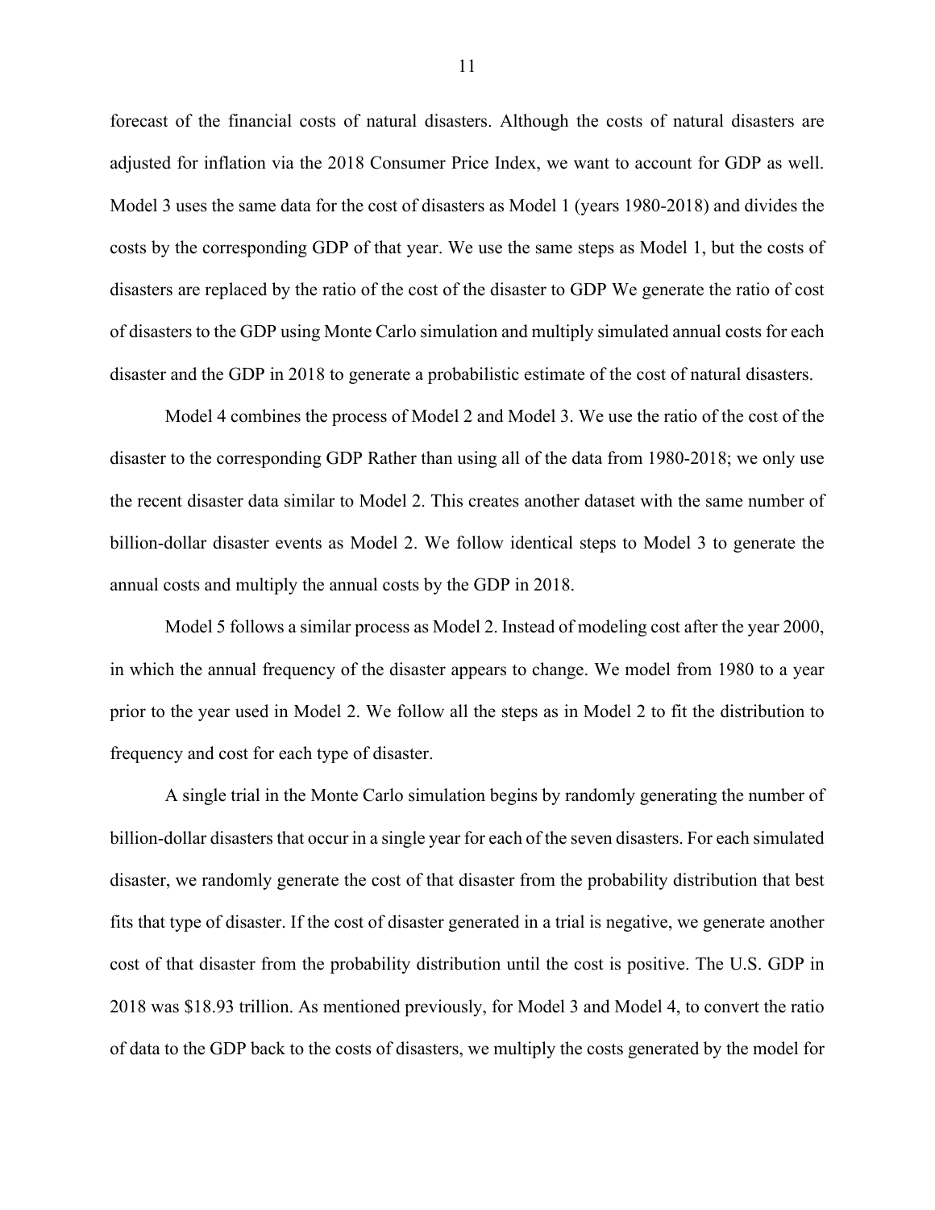forecast of the financial costs of natural disasters. Although the costs of natural disasters are adjusted for inflation via the 2018 Consumer Price Index, we want to account for GDP as well. Model 3 uses the same data for the cost of disasters as Model 1 (years 1980-2018) and divides the costs by the corresponding GDP of that year. We use the same steps as Model 1, but the costs of disasters are replaced by the ratio of the cost of the disaster to GDP We generate the ratio of cost of disasters to the GDP using Monte Carlo simulation and multiply simulated annual costs for each disaster and the GDP in 2018 to generate a probabilistic estimate of the cost of natural disasters.

Model 4 combines the process of Model 2 and Model 3. We use the ratio of the cost of the disaster to the corresponding GDP Rather than using all of the data from 1980-2018; we only use the recent disaster data similar to Model 2. This creates another dataset with the same number of billion-dollar disaster events as Model 2. We follow identical steps to Model 3 to generate the annual costs and multiply the annual costs by the GDP in 2018.

Model 5 follows a similar process as Model 2. Instead of modeling cost after the year 2000, in which the annual frequency of the disaster appears to change. We model from 1980 to a year prior to the year used in Model 2. We follow all the steps as in Model 2 to fit the distribution to frequency and cost for each type of disaster.

A single trial in the Monte Carlo simulation begins by randomly generating the number of billion-dollar disasters that occur in a single year for each of the seven disasters. For each simulated disaster, we randomly generate the cost of that disaster from the probability distribution that best fits that type of disaster. If the cost of disaster generated in a trial is negative, we generate another cost of that disaster from the probability distribution until the cost is positive. The U.S. GDP in 2018 was $18.93 trillion. As mentioned previously, for Model 3 and Model 4, to convert the ratio of data to the GDP back to the costs of disasters, we multiply the costs generated by the model for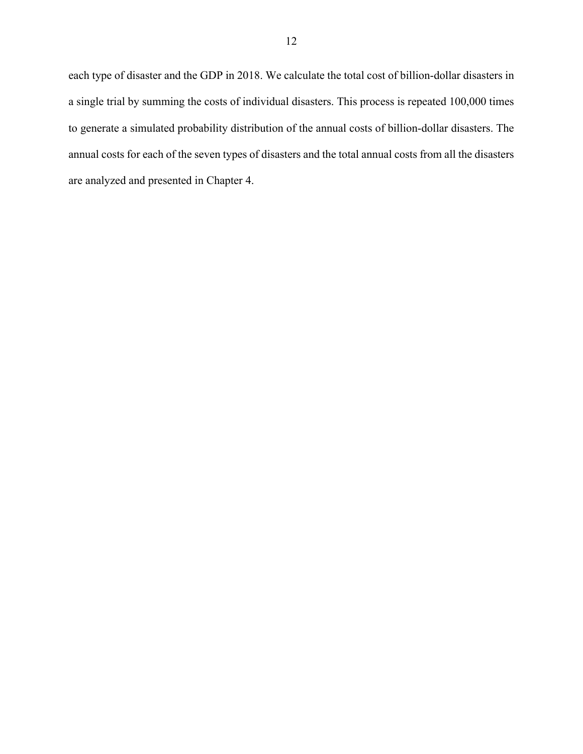each type of disaster and the GDP in 2018. We calculate the total cost of billion-dollar disasters in a single trial by summing the costs of individual disasters. This process is repeated 100,000 times to generate a simulated probability distribution of the annual costs of billion-dollar disasters. The annual costs for each of the seven types of disasters and the total annual costs from all the disasters are analyzed and presented in Chapter 4.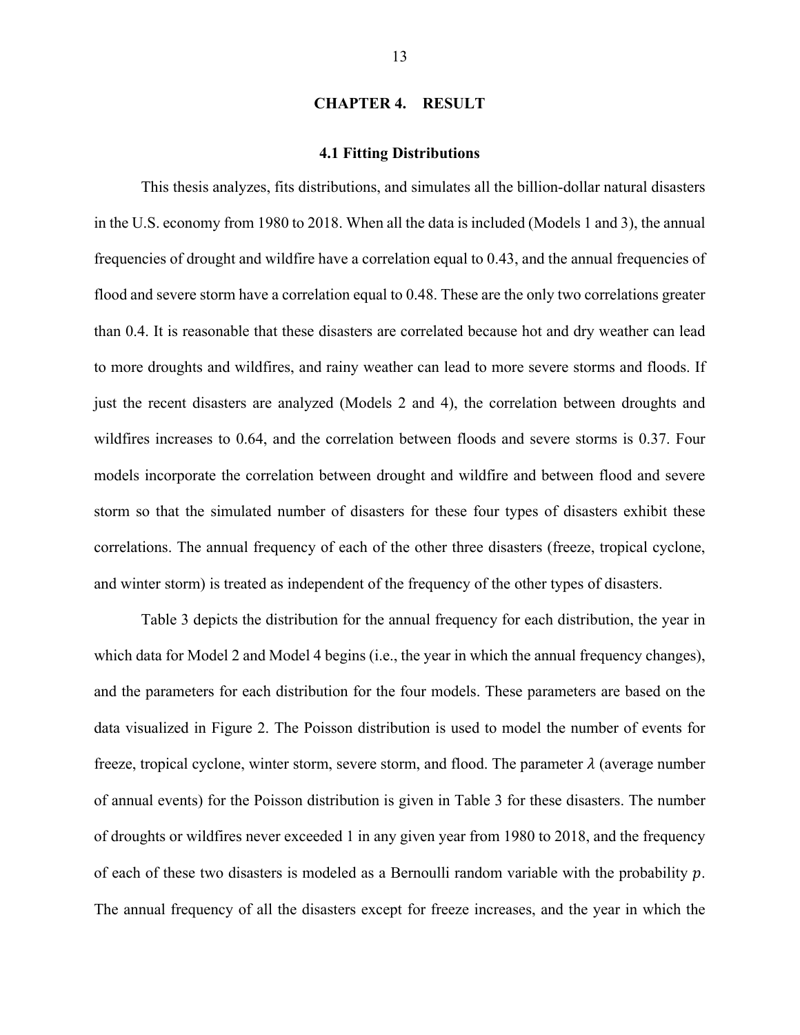# CHAPTER 4. RESULT

## 4.1 Fitting Distributions

This thesis analyzes, fits distributions, and simulates all the billion-dollar natural disasters in the U.S. economy from 1980 to 2018. When all the data is included (Models 1 and 3), the annual frequencies of drought and wildfire have a correlation equal to 0.43, and the annual frequencies of flood and severe storm have a correlation equal to 0.48. These are the only two correlations greater than 0.4. It is reasonable that these disasters are correlated because hot and dry weather can lead to more droughts and wildfires, and rainy weather can lead to more severe storms and floods. If just the recent disasters are analyzed (Models 2 and 4), the correlation between droughts and wildfires increases to 0.64, and the correlation between floods and severe storms is 0.37. Four models incorporate the correlation between drought and wildfire and between flood and severe storm so that the simulated number of disasters for these four types of disasters exhibit these correlations. The annual frequency of each of the other three disasters (freeze, tropical cyclone, and winter storm) is treated as independent of the frequency of the other types of disasters.

Table 3 depicts the distribution for the annual frequency for each distribution, the year in which data for Model 2 and Model 4 begins (i.e., the year in which the annual frequency changes), and the parameters for each distribution for the four models. These parameters are based on the data visualized in Figure 2. The Poisson distribution is used to model the number of events for freeze, tropical cyclone, winter storm, severe storm, and flood. The parameter $\lambda$ (average number of annual events) for the Poisson distribution is given in Table 3 for these disasters. The number of droughts or wildfires never exceeded 1 in any given year from 1980 to 2018, and the frequency of each of these two disasters is modeled as a Bernoulli random variable with the probability $p$. The annual frequency of all the disasters except for freeze increases, and the year in which the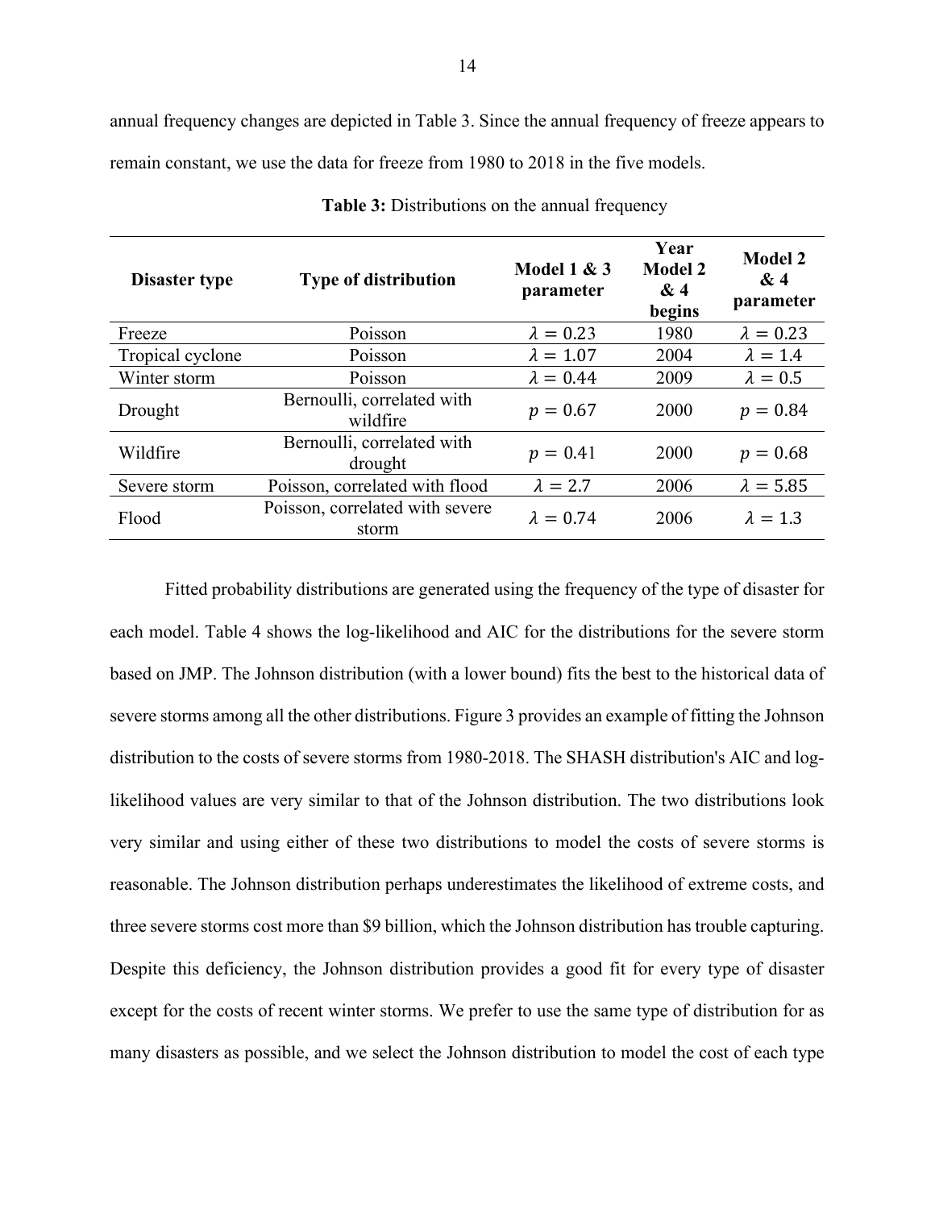annual frequency changes are depicted in Table 3. Since the annual frequency of freeze appears to remain constant, we use the data for freeze from 1980 to 2018 in the five models.

**Table 3:** Distributions on the annual frequency

| Disaster type | Type of distribution | Model 1 & 3 parameter | Year Model 2 & 4 begins | Model 2 & 4 parameter |
|---|---|---|---|---|
| Freeze | Poisson | $\lambda = 0.23$ | 1980 | $\lambda = 0.23$ |
| Tropical cyclone | Poisson | $\lambda = 1.07$ | 2004 | $\lambda = 1.4$ |
| Winter storm | Poisson | $\lambda = 0.44$ | 2009 | $\lambda = 0.5$ |
| Drought | Bernoulli, correlated with wildfire | $p = 0.67$ | 2000 | $p = 0.84$ |
| Wildfire | Bernoulli, correlated with drought | $p = 0.41$ | 2000 | $p = 0.68$ |
| Severe storm | Poisson, correlated with flood | $\lambda = 2.7$ | 2006 | $\lambda = 5.85$ |
| Flood | Poisson, correlated with severe storm | $\lambda = 0.74$ | 2006 | $\lambda = 1.3$ |

Fitted probability distributions are generated using the frequency of the type of disaster for each model. Table 4 shows the log-likelihood and AIC for the distributions for the severe storm based on JMP. The Johnson distribution (with a lower bound) fits the best to the historical data of severe storms among all the other distributions. Figure 3 provides an example of fitting the Johnson distribution to the costs of severe storms from 1980-2018. The SHASH distribution's AIC and log-likelihood values are very similar to that of the Johnson distribution. The two distributions look very similar and using either of these two distributions to model the costs of severe storms is reasonable. The Johnson distribution perhaps underestimates the likelihood of extreme costs, and three severe storms cost more than $9 billion, which the Johnson distribution has trouble capturing. Despite this deficiency, the Johnson distribution provides a good fit for every type of disaster except for the costs of recent winter storms. We prefer to use the same type of distribution for as many disasters as possible, and we select the Johnson distribution to model the cost of each type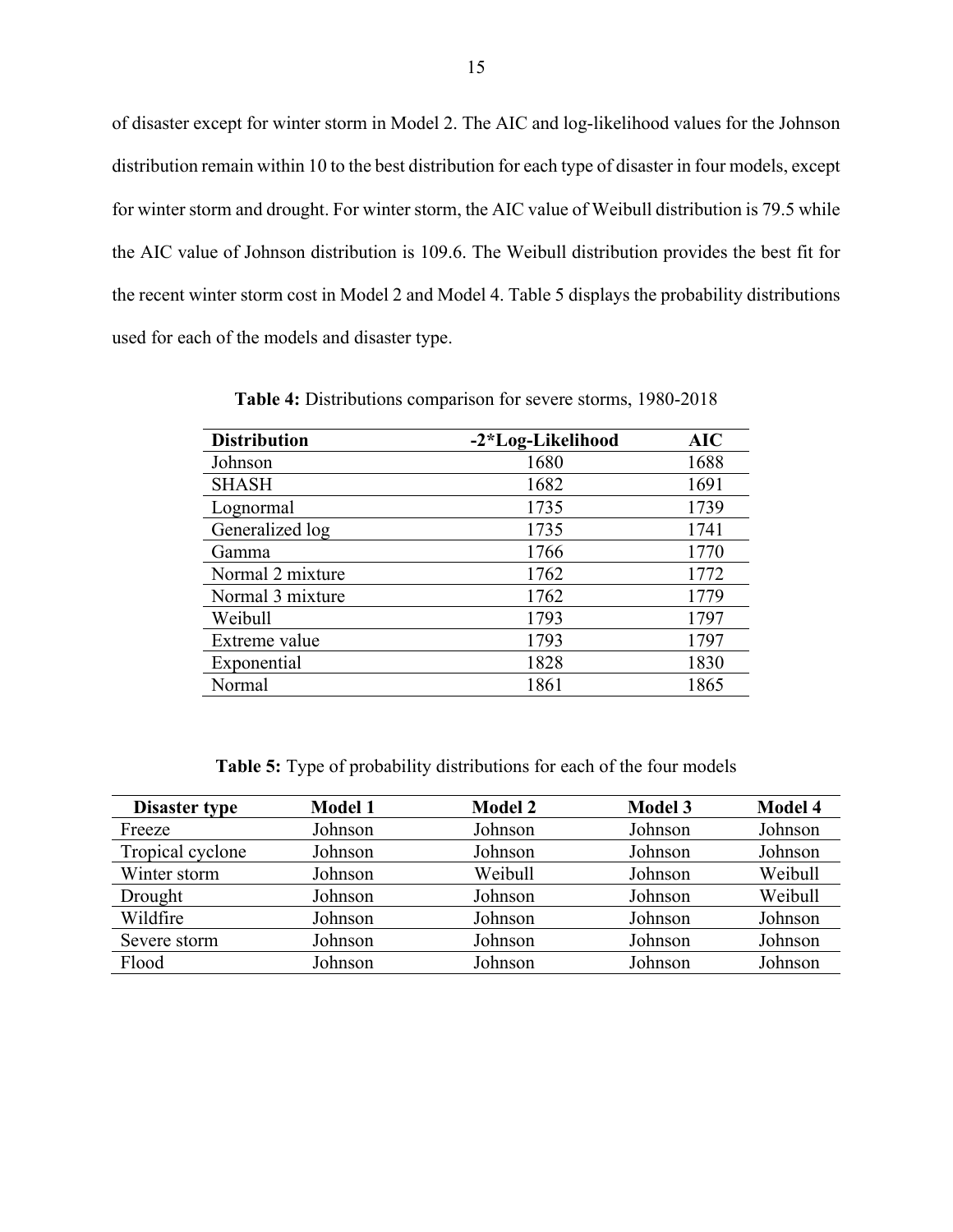of disaster except for winter storm in Model 2. The AIC and log-likelihood values for the Johnson distribution remain within 10 to the best distribution for each type of disaster in four models, except for winter storm and drought. For winter storm, the AIC value of Weibull distribution is 79.5 while the AIC value of Johnson distribution is 109.6. The Weibull distribution provides the best fit for the recent winter storm cost in Model 2 and Model 4. Table 5 displays the probability distributions used for each of the models and disaster type.

**Table 4:** Distributions comparison for severe storms, 1980-2018

| Distribution | -2*Log-Likelihood | AIC |
|---|---|---|
| Johnson | 1680 | 1688 |
| SHASH | 1682 | 1691 |
| Lognormal | 1735 | 1739 |
| Generalized log | 1735 | 1741 |
| Gamma | 1766 | 1770 |
| Normal 2 mixture | 1762 | 1772 |
| Normal 3 mixture | 1762 | 1779 |
| Weibull | 1793 | 1797 |
| Extreme value | 1793 | 1797 |
| Exponential | 1828 | 1830 |
| Normal | 1861 | 1865 |

**Table 5:** Type of probability distributions for each of the four models

| Disaster type | Model 1 | Model 2 | Model 3 | Model 4 |
|---|---|---|---|---|
| Freeze | Johnson | Johnson | Johnson | Johnson |
| Tropical cyclone | Johnson | Johnson | Johnson | Johnson |
| Winter storm | Johnson | Weibull | Johnson | Weibull |
| Drought | Johnson | Johnson | Johnson | Weibull |
| Wildfire | Johnson | Johnson | Johnson | Johnson |
| Severe storm | Johnson | Johnson | Johnson | Johnson |
| Flood | Johnson | Johnson | Johnson | Johnson |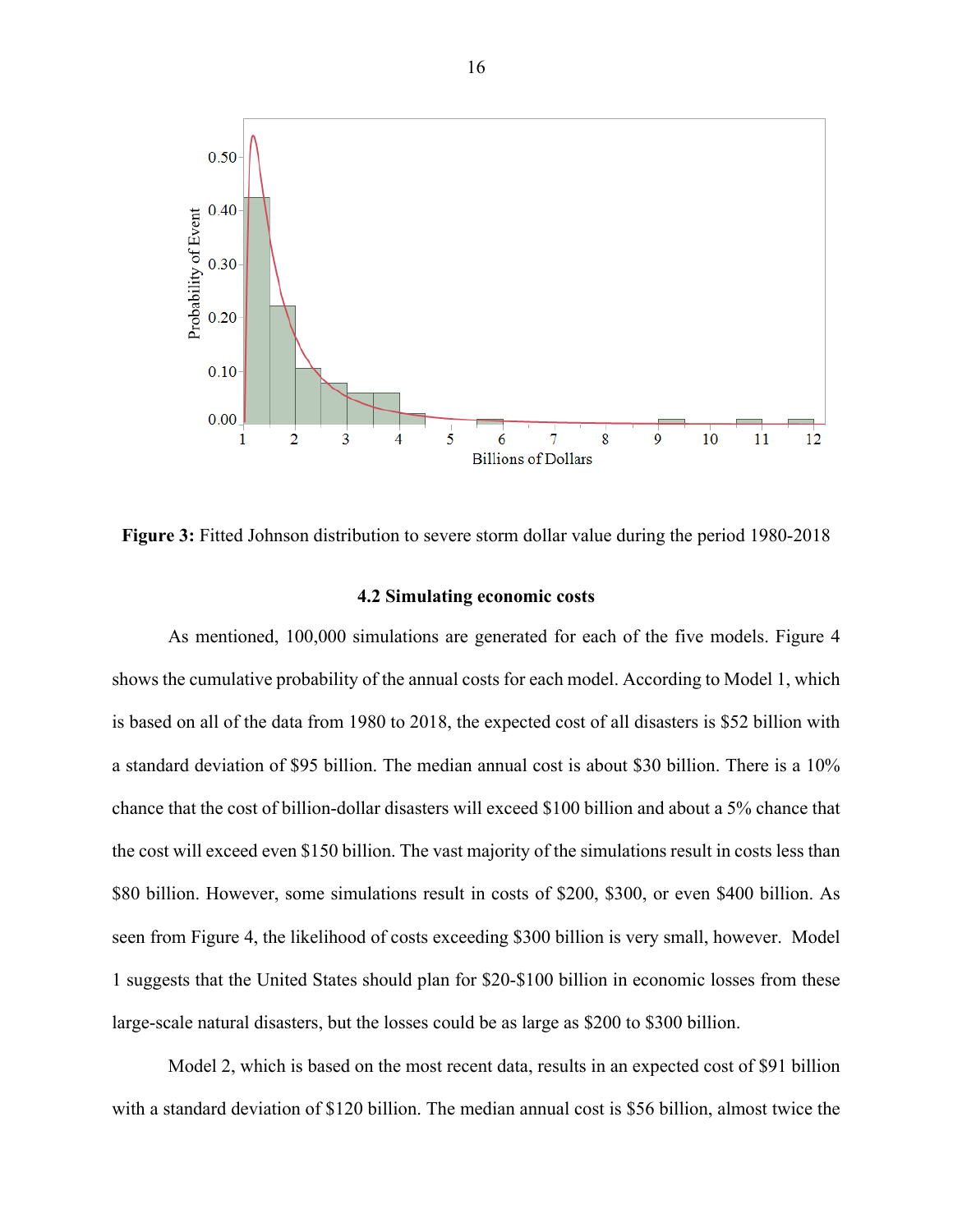**Figure 3:** Fitted Johnson distribution to severe storm dollar value during the period 1980-2018

### 4.2 Simulating economic costs

As mentioned, 100,000 simulations are generated for each of the five models. Figure 4 shows the cumulative probability of the annual costs for each model. According to Model 1, which is based on all of the data from 1980 to 2018, the expected cost of all disasters is $52 billion with a standard deviation of $95 billion. The median annual cost is about $30 billion. There is a 10% chance that the cost of billion-dollar disasters will exceed $100 billion and about a 5% chance that the cost will exceed even $150 billion. The vast majority of the simulations result in costs less than $80 billion. However, some simulations result in costs of $200, $300, or even $400 billion. As seen from Figure 4, the likelihood of costs exceeding $300 billion is very small, however. Model 1 suggests that the United States should plan for $20-$100 billion in economic losses from these large-scale natural disasters, but the losses could be as large as $200 to $300 billion.

Model 2, which is based on the most recent data, results in an expected cost of $91 billion with a standard deviation of $120 billion. The median annual cost is $56 billion, almost twice the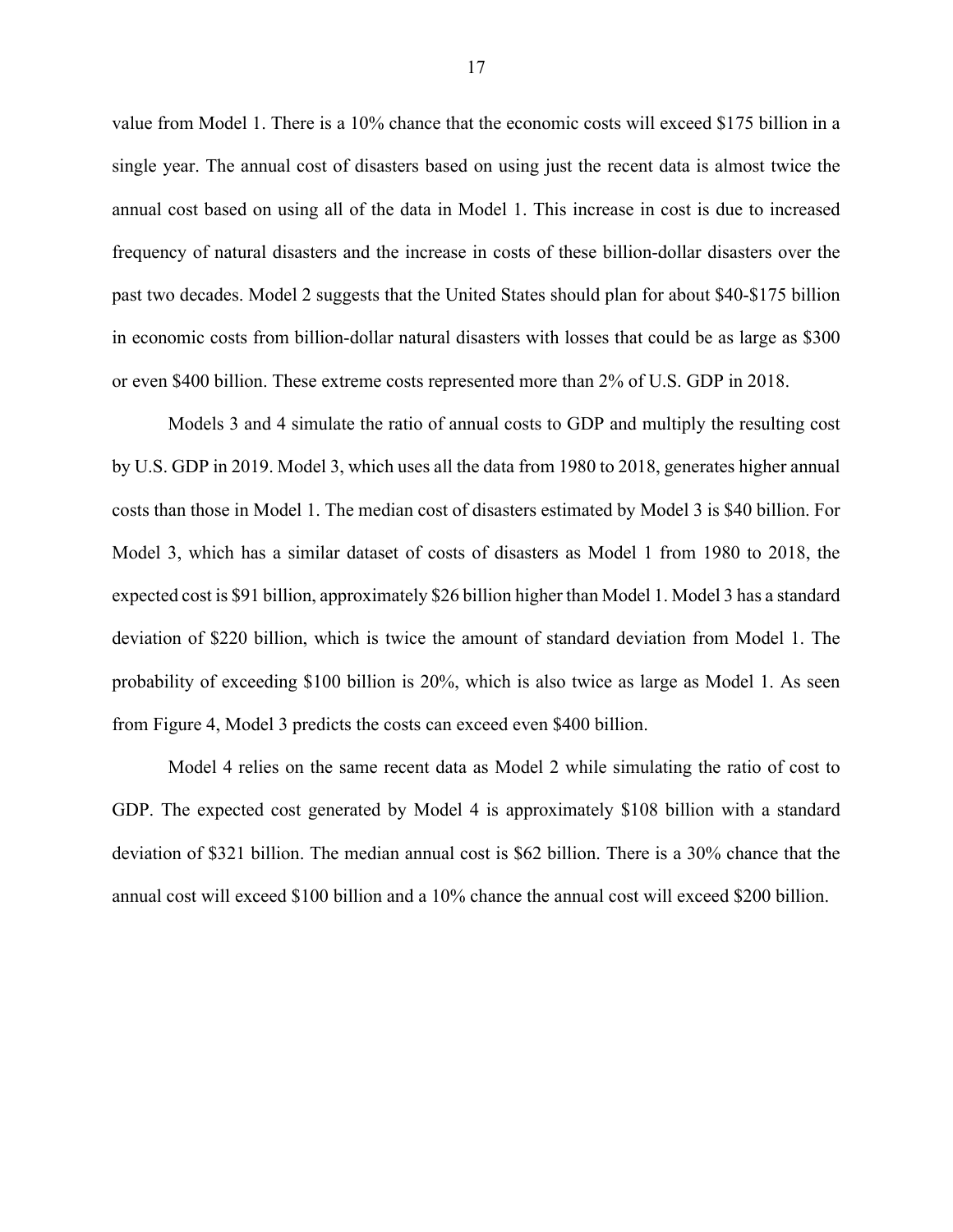value from Model 1. There is a 10% chance that the economic costs will exceed $175 billion in a single year. The annual cost of disasters based on using just the recent data is almost twice the annual cost based on using all of the data in Model 1. This increase in cost is due to increased frequency of natural disasters and the increase in costs of these billion-dollar disasters over the past two decades. Model 2 suggests that the United States should plan for about $40-$175 billion in economic costs from billion-dollar natural disasters with losses that could be as large as $300 or even $400 billion. These extreme costs represented more than 2% of U.S. GDP in 2018.

Models 3 and 4 simulate the ratio of annual costs to GDP and multiply the resulting cost by U.S. GDP in 2019. Model 3, which uses all the data from 1980 to 2018, generates higher annual costs than those in Model 1. The median cost of disasters estimated by Model 3 is $40 billion. For Model 3, which has a similar dataset of costs of disasters as Model 1 from 1980 to 2018, the expected cost is $91 billion, approximately $26 billion higher than Model 1. Model 3 has a standard deviation of $220 billion, which is twice the amount of standard deviation from Model 1. The probability of exceeding $100 billion is 20%, which is also twice as large as Model 1. As seen from Figure 4, Model 3 predicts the costs can exceed even $400 billion.

Model 4 relies on the same recent data as Model 2 while simulating the ratio of cost to GDP. The expected cost generated by Model 4 is approximately $108 billion with a standard deviation of $321 billion. The median annual cost is $62 billion. There is a 30% chance that the annual cost will exceed $100 billion and a 10% chance the annual cost will exceed $200 billion.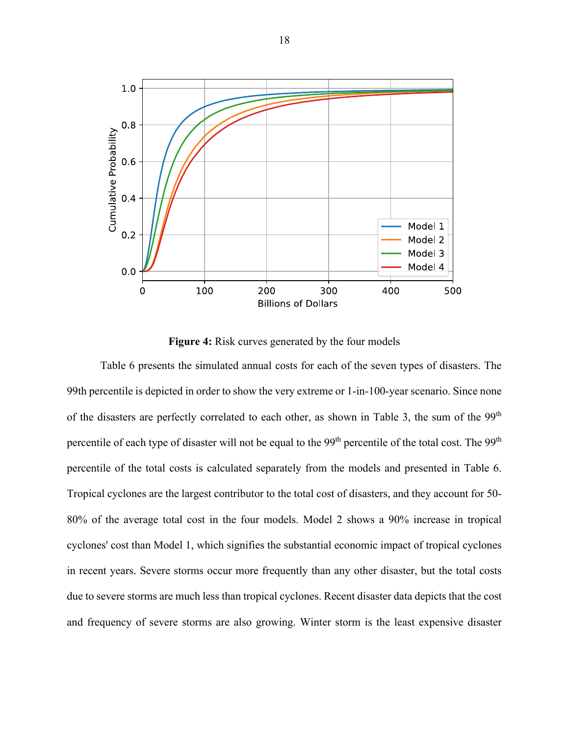**Figure 4:** Risk curves generated by the four models

Table 6 presents the simulated annual costs for each of the seven types of disasters. The 99th percentile is depicted in order to show the very extreme or 1-in-100-year scenario. Since none of the disasters are perfectly correlated to each other, as shown in Table 3, the sum of the 99th percentile of each type of disaster will not be equal to the 99th percentile of the total cost. The 99th percentile of the total costs is calculated separately from the models and presented in Table 6. Tropical cyclones are the largest contributor to the total cost of disasters, and they account for 50-80% of the average total cost in the four models. Model 2 shows a 90% increase in tropical cyclones' cost than Model 1, which signifies the substantial economic impact of tropical cyclones in recent years. Severe storms occur more frequently than any other disaster, but the total costs due to severe storms are much less than tropical cyclones. Recent disaster data depicts that the cost and frequency of severe storms are also growing. Winter storm is the least expensive disaster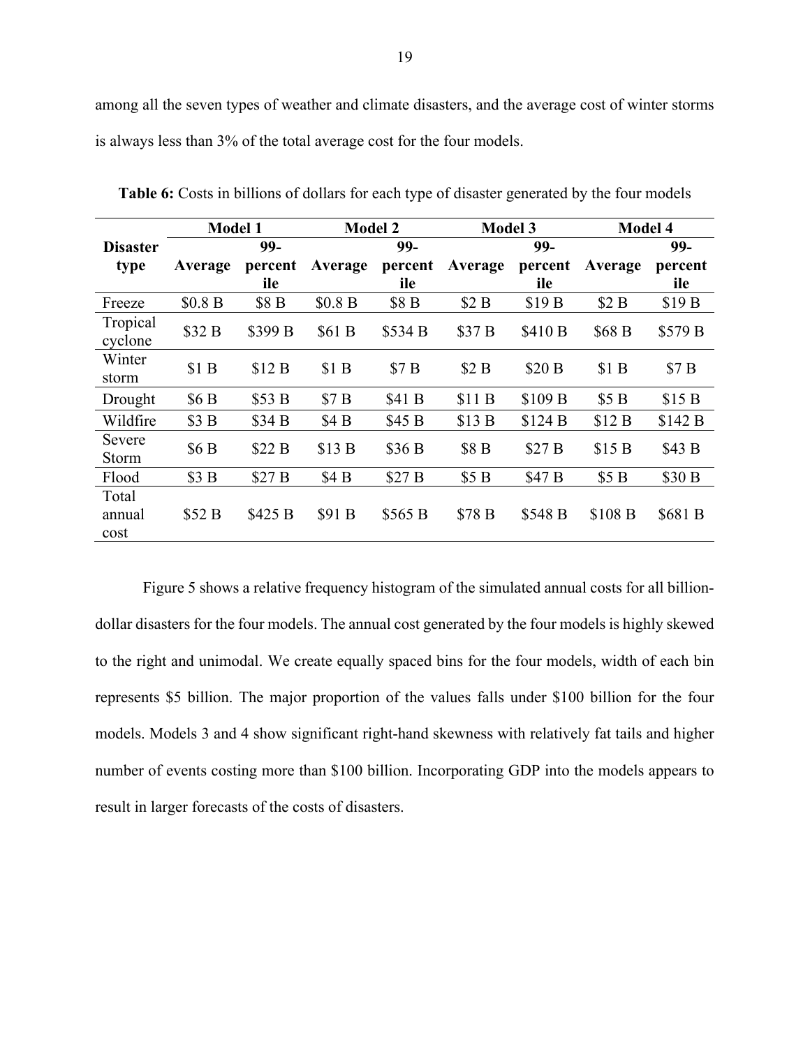among all the seven types of weather and climate disasters, and the average cost of winter storms is always less than 3% of the total average cost for the four models.

**Table 6:** Costs in billions of dollars for each type of disaster generated by the four models

| Disaster type | Model 1 | | Model 2 | | Model 3 | | Model 4 | |
|---|---|---|---|---|---|---|---|---|
| | **Average** | **99-percentile** | **Average** | **99-percentile** | **Average** | **99-percentile** | **Average** | **99-percentile** |
| Freeze | $0.8 B | $8 B | $0.8 B | $8 B | $2 B | $19 B | $2 B | $19 B |
| Tropical cyclone | $32 B | $399 B | $61 B | $534 B | $37 B | $410 B | $68 B | $579 B |
| Winter storm | $1 B | $12 B | $1 B | $7 B | $2 B | $20 B | $1 B | $7 B |
| Drought | $6 B | $53 B | $7 B | $41 B | $11 B | $109 B | $5 B | $15 B |
| Wildfire | $3 B | $34 B | $4 B | $45 B | $13 B | $124 B | $12 B | $142 B |
| Severe Storm | $6 B | $22 B | $13 B | $36 B | $8 B | $27 B | $15 B | $43 B |
| Flood | $3 B | $27 B | $4 B | $27 B | $5 B | $47 B | $5 B | $30 B |
| Total annual cost | $52 B | $425 B | $91 B | $565 B | $78 B | $548 B | $108 B | $681 B |

Figure 5 shows a relative frequency histogram of the simulated annual costs for all billion-dollar disasters for the four models. The annual cost generated by the four models is highly skewed to the right and unimodal. We create equally spaced bins for the four models, width of each bin represents $5 billion. The major proportion of the values falls under $100 billion for the four models. Models 3 and 4 show significant right-hand skewness with relatively fat tails and higher number of events costing more than $100 billion. Incorporating GDP into the models appears to result in larger forecasts of the costs of disasters.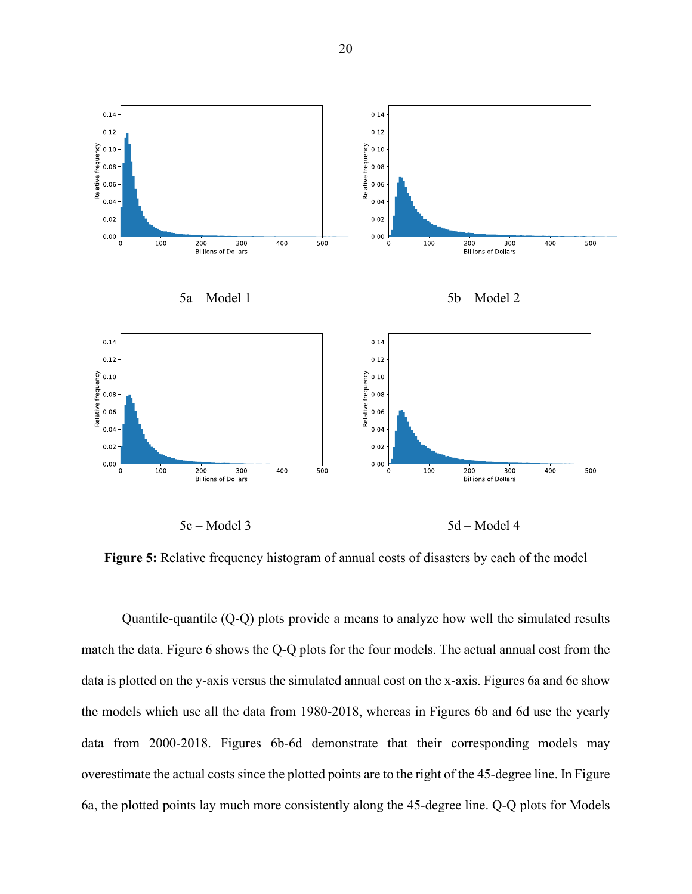5a – Model 1

5b – Model 2

5c – Model 3

5d – Model 4

**Figure 5:** Relative frequency histogram of annual costs of disasters by each of the model

Quantile-quantile (Q-Q) plots provide a means to analyze how well the simulated results match the data. Figure 6 shows the Q-Q plots for the four models. The actual annual cost from the data is plotted on the y-axis versus the simulated annual cost on the x-axis. Figures 6a and 6c show the models which use all the data from 1980-2018, whereas in Figures 6b and 6d use the yearly data from 2000-2018. Figures 6b-6d demonstrate that their corresponding models may overestimate the actual costs since the plotted points are to the right of the 45-degree line. In Figure 6a, the plotted points lay much more consistently along the 45-degree line. Q-Q plots for Models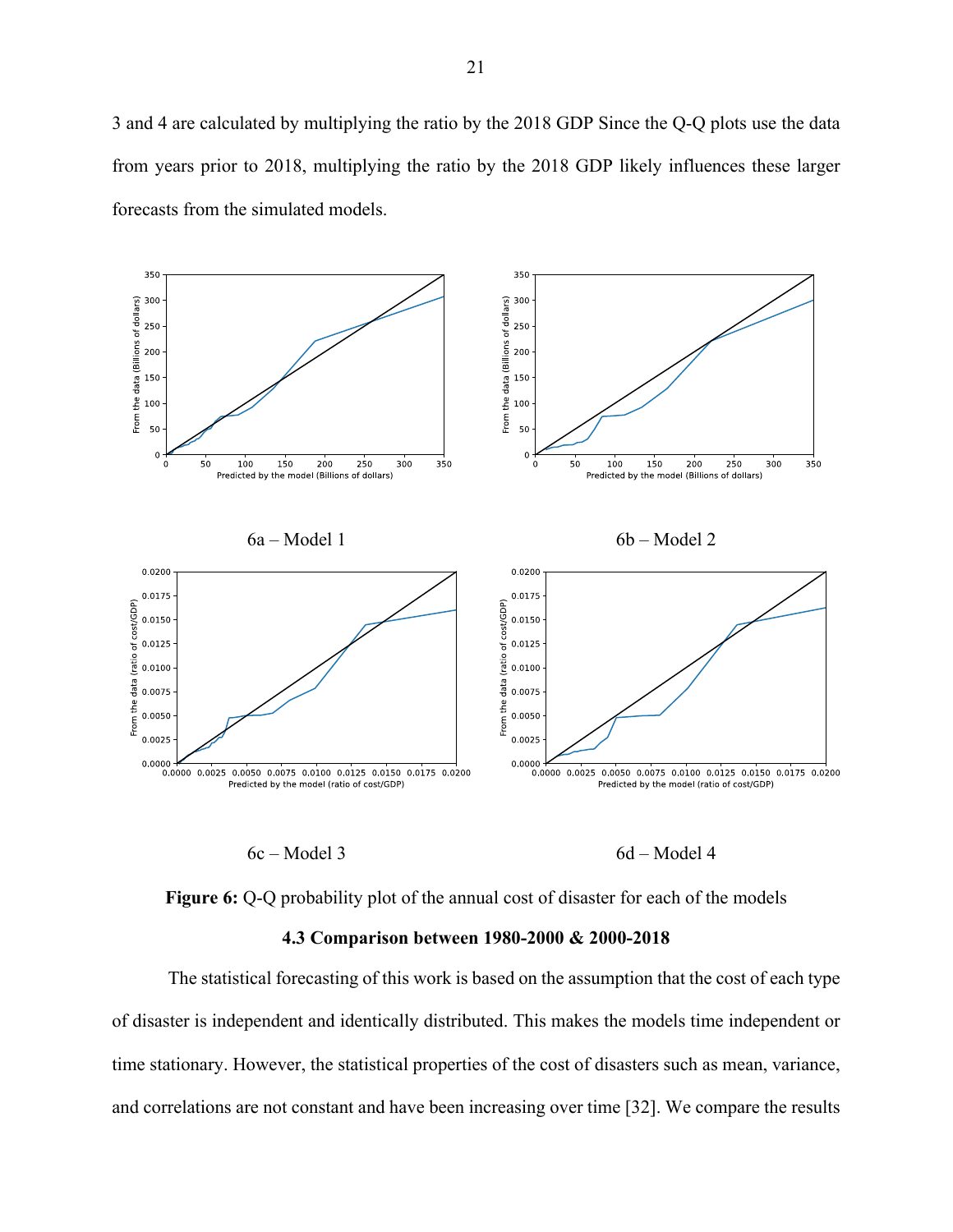3 and 4 are calculated by multiplying the ratio by the 2018 GDP Since the Q-Q plots use the data from years prior to 2018, multiplying the ratio by the 2018 GDP likely influences these larger forecasts from the simulated models.

6a – Model 1

6b – Model 2

6c – Model 3

6d – Model 4

**Figure 6:** Q-Q probability plot of the annual cost of disaster for each of the models

### 4.3 Comparison between 1980-2000 & 2000-2018

The statistical forecasting of this work is based on the assumption that the cost of each type of disaster is independent and identically distributed. This makes the models time independent or time stationary. However, the statistical properties of the cost of disasters such as mean, variance, and correlations are not constant and have been increasing over time [32]. We compare the results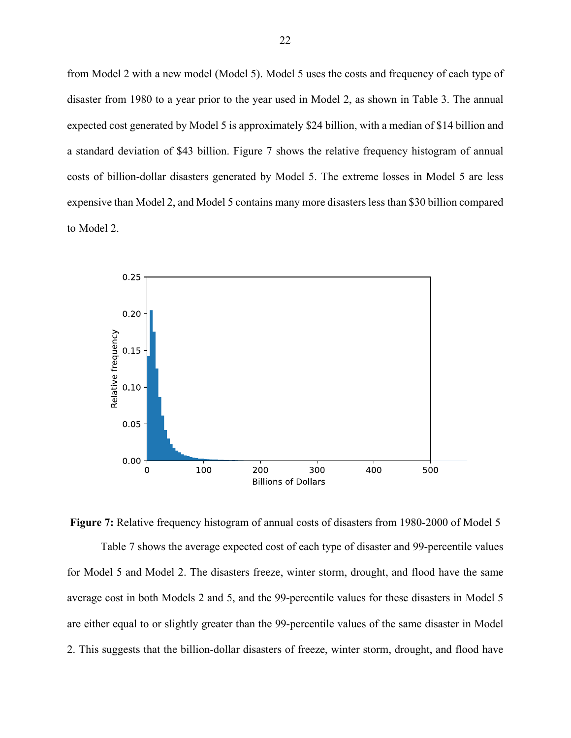from Model 2 with a new model (Model 5). Model 5 uses the costs and frequency of each type of disaster from 1980 to a year prior to the year used in Model 2, as shown in Table 3. The annual expected cost generated by Model 5 is approximately $24 billion, with a median of $14 billion and a standard deviation of $43 billion. Figure 7 shows the relative frequency histogram of annual costs of billion-dollar disasters generated by Model 5. The extreme losses in Model 5 are less expensive than Model 2, and Model 5 contains many more disasters less than $30 billion compared to Model 2.

**Figure 7:** Relative frequency histogram of annual costs of disasters from 1980-2000 of Model 5

Table 7 shows the average expected cost of each type of disaster and 99-percentile values for Model 5 and Model 2. The disasters freeze, winter storm, drought, and flood have the same average cost in both Models 2 and 5, and the 99-percentile values for these disasters in Model 5 are either equal to or slightly greater than the 99-percentile values of the same disaster in Model 2. This suggests that the billion-dollar disasters of freeze, winter storm, drought, and flood have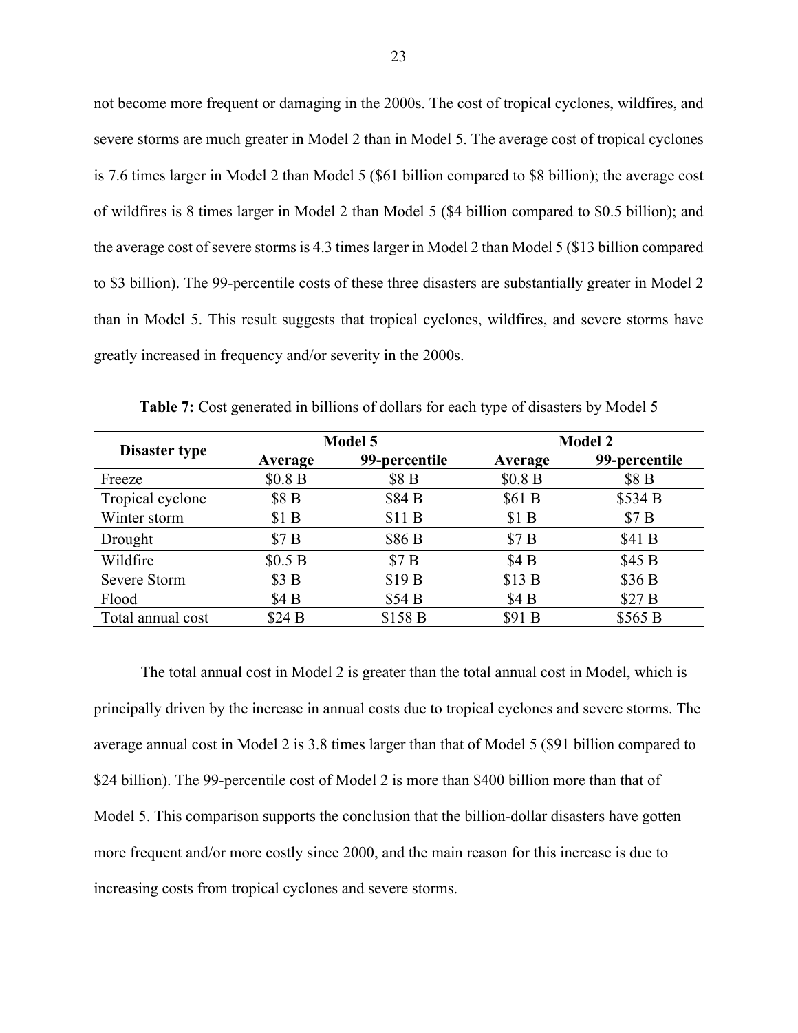not become more frequent or damaging in the 2000s. The cost of tropical cyclones, wildfires, and severe storms are much greater in Model 2 than in Model 5. The average cost of tropical cyclones is 7.6 times larger in Model 2 than Model 5 ($61 billion compared to $8 billion); the average cost of wildfires is 8 times larger in Model 2 than Model 5 ($4 billion compared to $0.5 billion); and the average cost of severe storms is 4.3 times larger in Model 2 than Model 5 ($13 billion compared to $3 billion). The 99-percentile costs of these three disasters are substantially greater in Model 2 than in Model 5. This result suggests that tropical cyclones, wildfires, and severe storms have greatly increased in frequency and/or severity in the 2000s.

**Table 7:** Cost generated in billions of dollars for each type of disasters by Model 5

| Disaster type | Model 5 | | Model 2 | |
|---|---|---|---|---|
| | **Average** | **99-percentile** | **Average** | **99-percentile** |
| Freeze | $0.8 B | $8 B | $0.8 B | $8 B |
| Tropical cyclone | $8 B | $84 B | $61 B | $534 B |
| Winter storm | $1 B | $11 B | $1 B | $7 B |
| Drought | $7 B | $86 B | $7 B | $41 B |
| Wildfire | $0.5 B | $7 B | $4 B | $45 B |
| Severe Storm | $3 B | $19 B | $13 B | $36 B |
| Flood | $4 B | $54 B | $4 B | $27 B |
| Total annual cost | $24 B | $158 B | $91 B | $565 B |

The total annual cost in Model 2 is greater than the total annual cost in Model, which is principally driven by the increase in annual costs due to tropical cyclones and severe storms. The average annual cost in Model 2 is 3.8 times larger than that of Model 5 ($91 billion compared to $24 billion). The 99-percentile cost of Model 2 is more than $400 billion more than that of Model 5. This comparison supports the conclusion that the billion-dollar disasters have gotten more frequent and/or more costly since 2000, and the main reason for this increase is due to increasing costs from tropical cyclones and severe storms.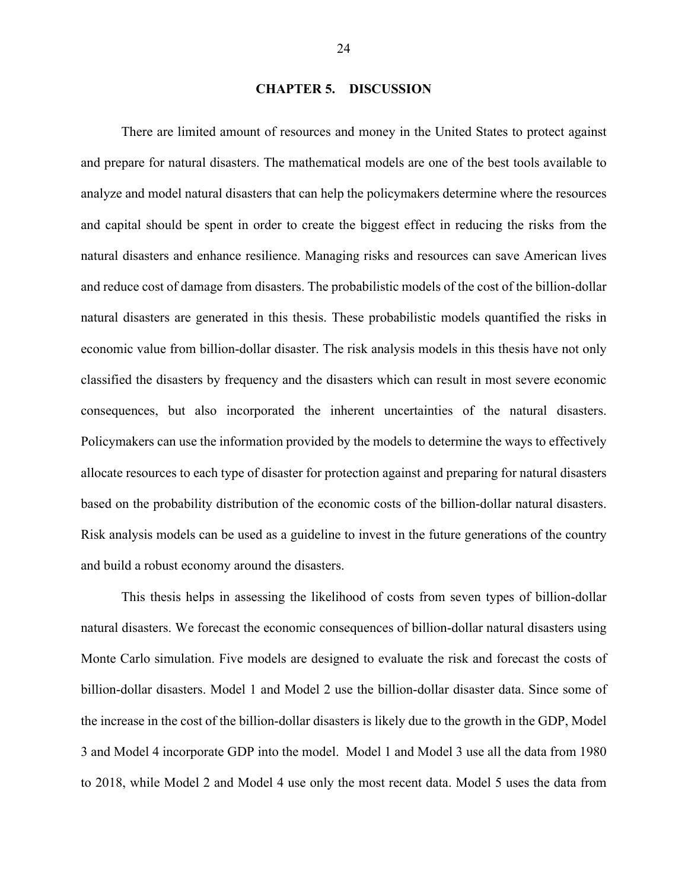# CHAPTER 5. DISCUSSION

There are limited amount of resources and money in the United States to protect against and prepare for natural disasters. The mathematical models are one of the best tools available to analyze and model natural disasters that can help the policymakers determine where the resources and capital should be spent in order to create the biggest effect in reducing the risks from the natural disasters and enhance resilience. Managing risks and resources can save American lives and reduce cost of damage from disasters. The probabilistic models of the cost of the billion-dollar natural disasters are generated in this thesis. These probabilistic models quantified the risks in economic value from billion-dollar disaster. The risk analysis models in this thesis have not only classified the disasters by frequency and the disasters which can result in most severe economic consequences, but also incorporated the inherent uncertainties of the natural disasters. Policymakers can use the information provided by the models to determine the ways to effectively allocate resources to each type of disaster for protection against and preparing for natural disasters based on the probability distribution of the economic costs of the billion-dollar natural disasters. Risk analysis models can be used as a guideline to invest in the future generations of the country and build a robust economy around the disasters.

This thesis helps in assessing the likelihood of costs from seven types of billion-dollar natural disasters. We forecast the economic consequences of billion-dollar natural disasters using Monte Carlo simulation. Five models are designed to evaluate the risk and forecast the costs of billion-dollar disasters. Model 1 and Model 2 use the billion-dollar disaster data. Since some of the increase in the cost of the billion-dollar disasters is likely due to the growth in the GDP, Model 3 and Model 4 incorporate GDP into the model. Model 1 and Model 3 use all the data from 1980 to 2018, while Model 2 and Model 4 use only the most recent data. Model 5 uses the data from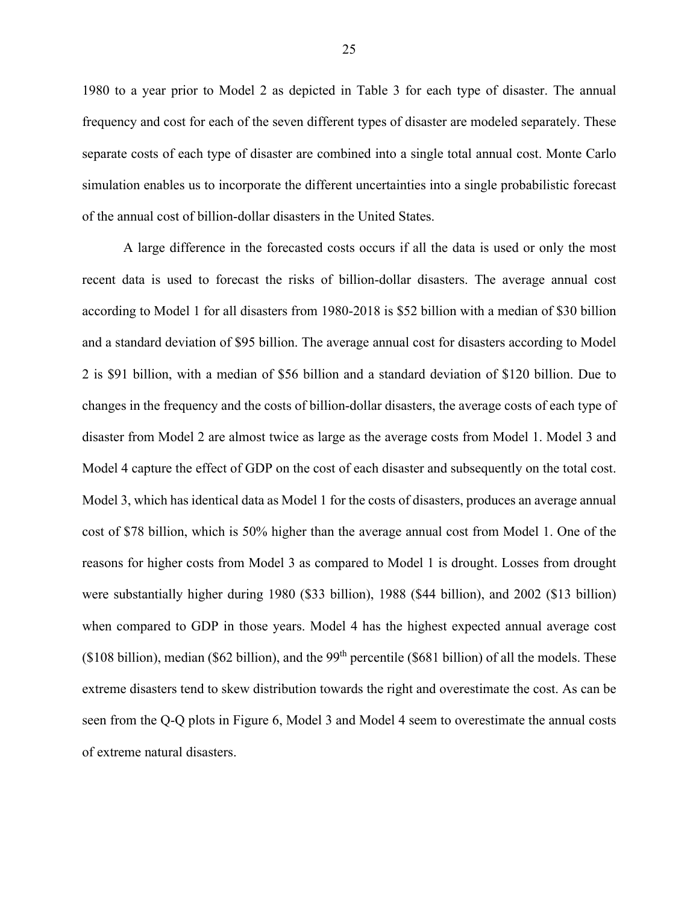1980 to a year prior to Model 2 as depicted in Table 3 for each type of disaster. The annual frequency and cost for each of the seven different types of disaster are modeled separately. These separate costs of each type of disaster are combined into a single total annual cost. Monte Carlo simulation enables us to incorporate the different uncertainties into a single probabilistic forecast of the annual cost of billion-dollar disasters in the United States.

A large difference in the forecasted costs occurs if all the data is used or only the most recent data is used to forecast the risks of billion-dollar disasters. The average annual cost according to Model 1 for all disasters from 1980-2018 is $52 billion with a median of $30 billion and a standard deviation of $95 billion. The average annual cost for disasters according to Model 2 is $91 billion, with a median of $56 billion and a standard deviation of $120 billion. Due to changes in the frequency and the costs of billion-dollar disasters, the average costs of each type of disaster from Model 2 are almost twice as large as the average costs from Model 1. Model 3 and Model 4 capture the effect of GDP on the cost of each disaster and subsequently on the total cost. Model 3, which has identical data as Model 1 for the costs of disasters, produces an average annual cost of $78 billion, which is 50% higher than the average annual cost from Model 1. One of the reasons for higher costs from Model 3 as compared to Model 1 is drought. Losses from drought were substantially higher during 1980 ($33 billion), 1988 ($44 billion), and 2002 ($13 billion) when compared to GDP in those years. Model 4 has the highest expected annual average cost ($108 billion), median ($62 billion), and the 99$^{th}$ percentile ($681 billion) of all the models. These extreme disasters tend to skew distribution towards the right and overestimate the cost. As can be seen from the Q-Q plots in Figure 6, Model 3 and Model 4 seem to overestimate the annual costs of extreme natural disasters.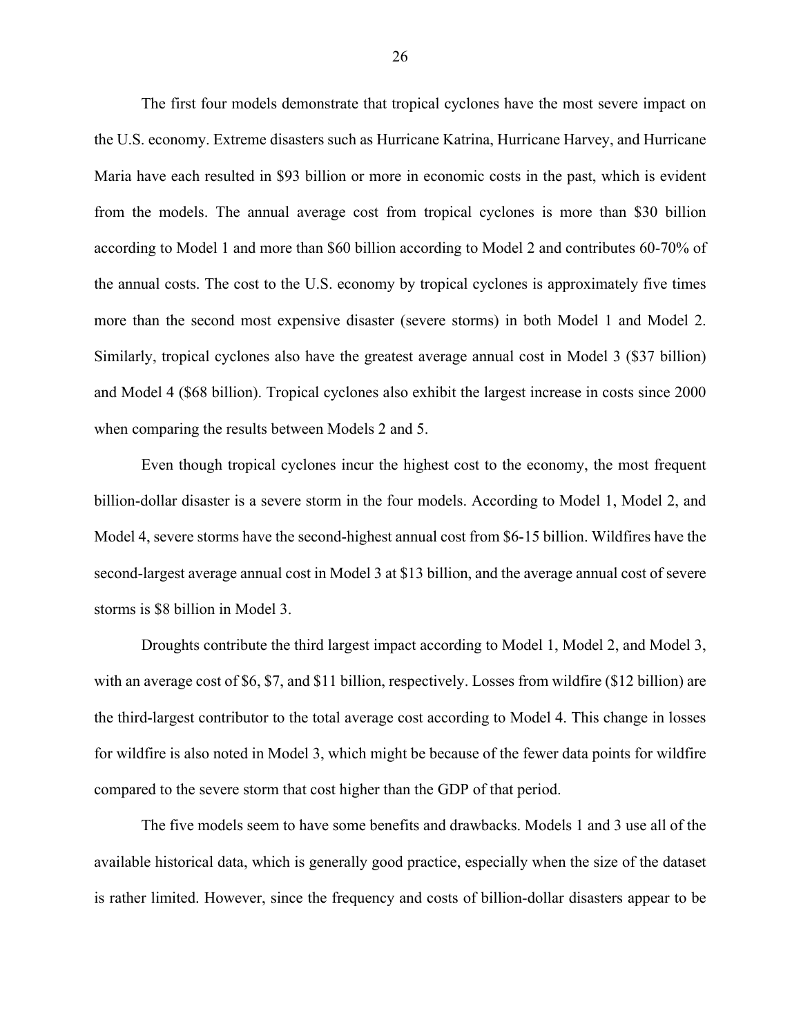The first four models demonstrate that tropical cyclones have the most severe impact on the U.S. economy. Extreme disasters such as Hurricane Katrina, Hurricane Harvey, and Hurricane Maria have each resulted in $93 billion or more in economic costs in the past, which is evident from the models. The annual average cost from tropical cyclones is more than $30 billion according to Model 1 and more than $60 billion according to Model 2 and contributes 60-70% of the annual costs. The cost to the U.S. economy by tropical cyclones is approximately five times more than the second most expensive disaster (severe storms) in both Model 1 and Model 2. Similarly, tropical cyclones also have the greatest average annual cost in Model 3 ($37 billion) and Model 4 ($68 billion). Tropical cyclones also exhibit the largest increase in costs since 2000 when comparing the results between Models 2 and 5.

Even though tropical cyclones incur the highest cost to the economy, the most frequent billion-dollar disaster is a severe storm in the four models. According to Model 1, Model 2, and Model 4, severe storms have the second-highest annual cost from $6-15 billion. Wildfires have the second-largest average annual cost in Model 3 at $13 billion, and the average annual cost of severe storms is $8 billion in Model 3.

Droughts contribute the third largest impact according to Model 1, Model 2, and Model 3, with an average cost of $6, $7, and $11 billion, respectively. Losses from wildfire ($12 billion) are the third-largest contributor to the total average cost according to Model 4. This change in losses for wildfire is also noted in Model 3, which might be because of the fewer data points for wildfire compared to the severe storm that cost higher than the GDP of that period.

The five models seem to have some benefits and drawbacks. Models 1 and 3 use all of the available historical data, which is generally good practice, especially when the size of the dataset is rather limited. However, since the frequency and costs of billion-dollar disasters appear to be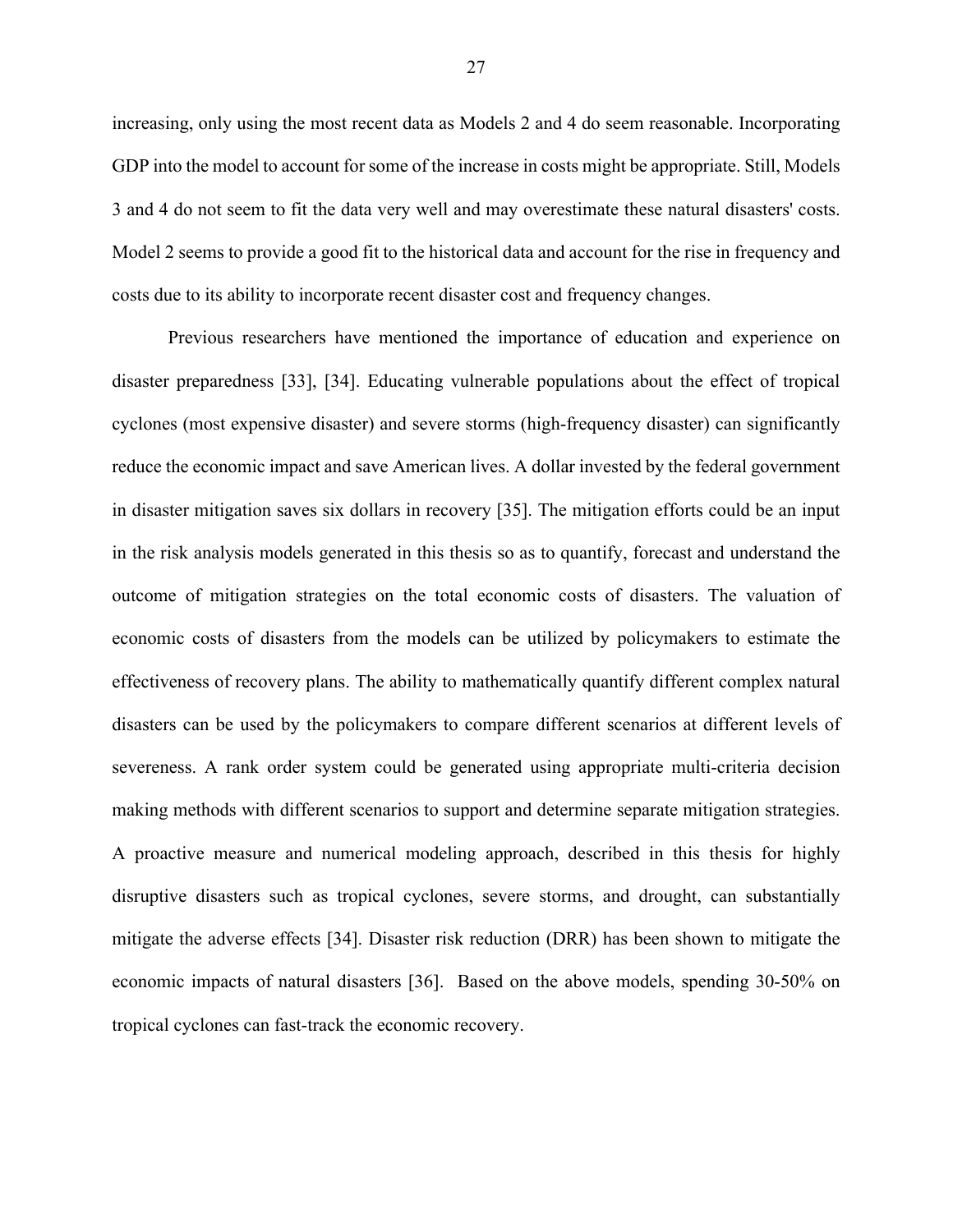increasing, only using the most recent data as Models 2 and 4 do seem reasonable. Incorporating GDP into the model to account for some of the increase in costs might be appropriate. Still, Models 3 and 4 do not seem to fit the data very well and may overestimate these natural disasters' costs. Model 2 seems to provide a good fit to the historical data and account for the rise in frequency and costs due to its ability to incorporate recent disaster cost and frequency changes.

Previous researchers have mentioned the importance of education and experience on disaster preparedness [33], [34]. Educating vulnerable populations about the effect of tropical cyclones (most expensive disaster) and severe storms (high-frequency disaster) can significantly reduce the economic impact and save American lives. A dollar invested by the federal government in disaster mitigation saves six dollars in recovery [35]. The mitigation efforts could be an input in the risk analysis models generated in this thesis so as to quantify, forecast and understand the outcome of mitigation strategies on the total economic costs of disasters. The valuation of economic costs of disasters from the models can be utilized by policymakers to estimate the effectiveness of recovery plans. The ability to mathematically quantify different complex natural disasters can be used by the policymakers to compare different scenarios at different levels of severeness. A rank order system could be generated using appropriate multi-criteria decision making methods with different scenarios to support and determine separate mitigation strategies. A proactive measure and numerical modeling approach, described in this thesis for highly disruptive disasters such as tropical cyclones, severe storms, and drought, can substantially mitigate the adverse effects [34]. Disaster risk reduction (DRR) has been shown to mitigate the economic impacts of natural disasters [36]. Based on the above models, spending 30-50% on tropical cyclones can fast-track the economic recovery.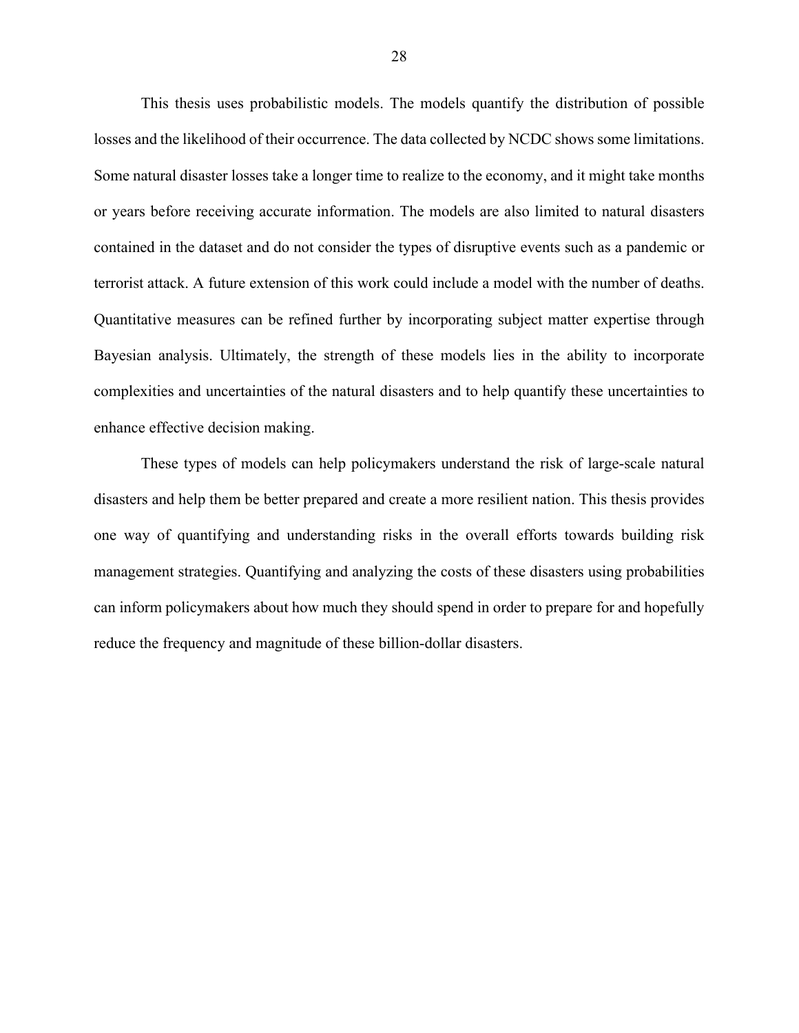This thesis uses probabilistic models. The models quantify the distribution of possible losses and the likelihood of their occurrence. The data collected by NCDC shows some limitations. Some natural disaster losses take a longer time to realize to the economy, and it might take months or years before receiving accurate information. The models are also limited to natural disasters contained in the dataset and do not consider the types of disruptive events such as a pandemic or terrorist attack. A future extension of this work could include a model with the number of deaths. Quantitative measures can be refined further by incorporating subject matter expertise through Bayesian analysis. Ultimately, the strength of these models lies in the ability to incorporate complexities and uncertainties of the natural disasters and to help quantify these uncertainties to enhance effective decision making.

These types of models can help policymakers understand the risk of large-scale natural disasters and help them be better prepared and create a more resilient nation. This thesis provides one way of quantifying and understanding risks in the overall efforts towards building risk management strategies. Quantifying and analyzing the costs of these disasters using probabilities can inform policymakers about how much they should spend in order to prepare for and hopefully reduce the frequency and magnitude of these billion-dollar disasters.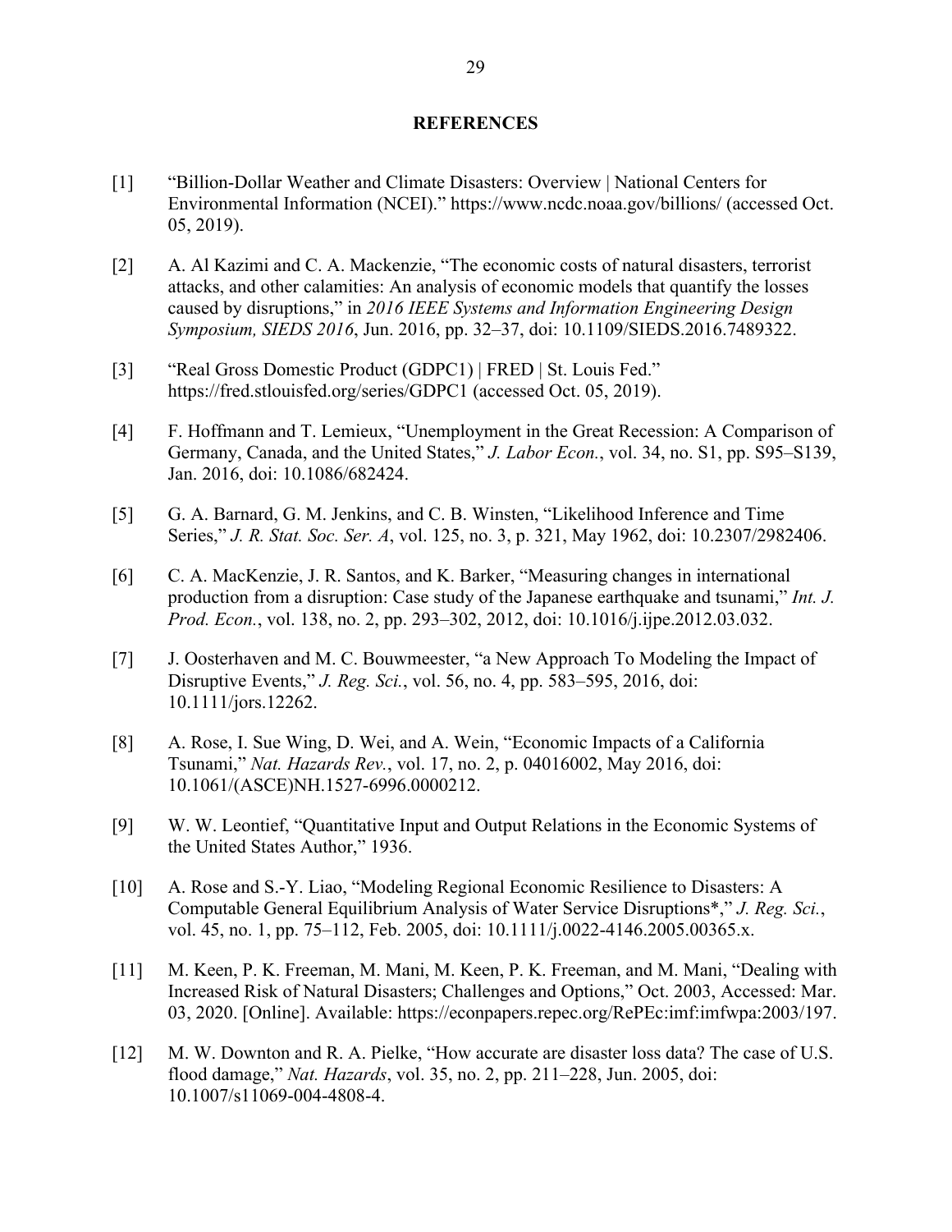## REFERENCES

[1] "Billion-Dollar Weather and Climate Disasters: Overview | National Centers for Environmental Information (NCEI)." https://www.ncdc.noaa.gov/billions/ (accessed Oct. 05, 2019).

[2] A. Al Kazimi and C. A. Mackenzie, "The economic costs of natural disasters, terrorist attacks, and other calamities: An analysis of economic models that quantify the losses caused by disruptions," in *2016 IEEE Systems and Information Engineering Design Symposium, SIEDS 2016*, Jun. 2016, pp. 32–37, doi: 10.1109/SIEDS.2016.7489322.

[3] "Real Gross Domestic Product (GDPC1) | FRED | St. Louis Fed." https://fred.stlouisfed.org/series/GDPC1 (accessed Oct. 05, 2019).

[4] F. Hoffmann and T. Lemieux, "Unemployment in the Great Recession: A Comparison of Germany, Canada, and the United States," *J. Labor Econ.*, vol. 34, no. S1, pp. S95–S139, Jan. 2016, doi: 10.1086/682424.

[5] G. A. Barnard, G. M. Jenkins, and C. B. Winsten, "Likelihood Inference and Time Series," *J. R. Stat. Soc. Ser. A*, vol. 125, no. 3, p. 321, May 1962, doi: 10.2307/2982406.

[6] C. A. MacKenzie, J. R. Santos, and K. Barker, "Measuring changes in international production from a disruption: Case study of the Japanese earthquake and tsunami," *Int. J. Prod. Econ.*, vol. 138, no. 2, pp. 293–302, 2012, doi: 10.1016/j.ijpe.2012.03.032.

[7] J. Oosterhaven and M. C. Bouwmeester, "a New Approach To Modeling the Impact of Disruptive Events," *J. Reg. Sci.*, vol. 56, no. 4, pp. 583–595, 2016, doi: 10.1111/jors.12262.

[8] A. Rose, I. Sue Wing, D. Wei, and A. Wein, "Economic Impacts of a California Tsunami," *Nat. Hazards Rev.*, vol. 17, no. 2, p. 04016002, May 2016, doi: 10.1061/(ASCE)NH.1527-6996.0000212.

[9] W. W. Leontief, "Quantitative Input and Output Relations in the Economic Systems of the United States Author," 1936.

[10] A. Rose and S.-Y. Liao, "Modeling Regional Economic Resilience to Disasters: A Computable General Equilibrium Analysis of Water Service Disruptions*," *J. Reg. Sci.*, vol. 45, no. 1, pp. 75–112, Feb. 2005, doi: 10.1111/j.0022-4146.2005.00365.x.

[11] M. Keen, P. K. Freeman, M. Mani, M. Keen, P. K. Freeman, and M. Mani, "Dealing with Increased Risk of Natural Disasters; Challenges and Options," Oct. 2003, Accessed: Mar. 03, 2020. [Online]. Available: https://econpapers.repec.org/RePEc:imf:imfwpa:2003/197.

[12] M. W. Downton and R. A. Pielke, "How accurate are disaster loss data? The case of U.S. flood damage," *Nat. Hazards*, vol. 35, no. 2, pp. 211–228, Jun. 2005, doi: 10.1007/s11069-004-4808-4.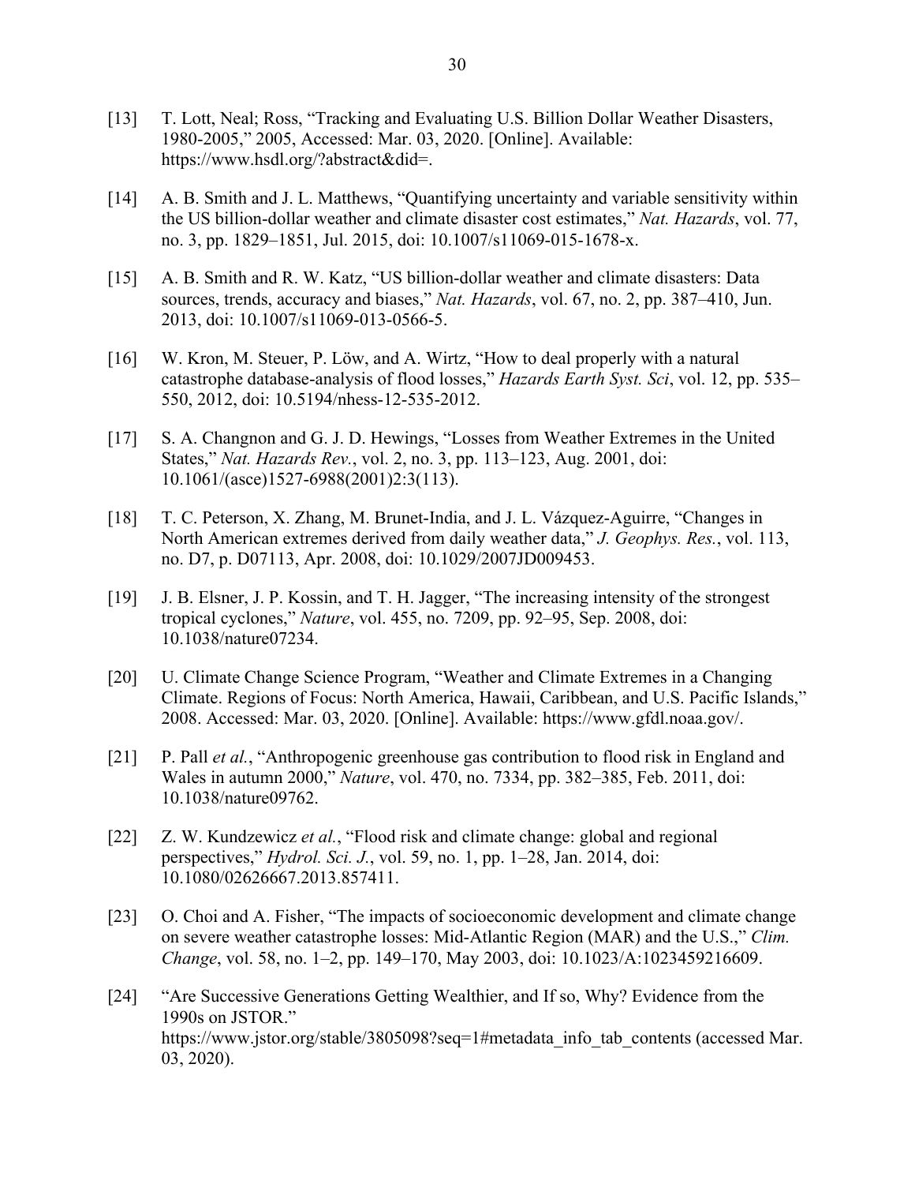[13] T. Lott, Neal; Ross, "Tracking and Evaluating U.S. Billion Dollar Weather Disasters, 1980-2005," 2005, Accessed: Mar. 03, 2020. [Online]. Available: https://www.hsdl.org/?abstract&did=.

[14] A. B. Smith and J. L. Matthews, "Quantifying uncertainty and variable sensitivity within the US billion-dollar weather and climate disaster cost estimates," *Nat. Hazards*, vol. 77, no. 3, pp. 1829–1851, Jul. 2015, doi: 10.1007/s11069-015-1678-x.

[15] A. B. Smith and R. W. Katz, "US billion-dollar weather and climate disasters: Data sources, trends, accuracy and biases," *Nat. Hazards*, vol. 67, no. 2, pp. 387–410, Jun. 2013, doi: 10.1007/s11069-013-0566-5.

[16] W. Kron, M. Steuer, P. Löw, and A. Wirtz, "How to deal properly with a natural catastrophe database-analysis of flood losses," *Hazards Earth Syst. Sci*, vol. 12, pp. 535–550, 2012, doi: 10.5194/nhess-12-535-2012.

[17] S. A. Changnon and G. J. D. Hewings, "Losses from Weather Extremes in the United States," *Nat. Hazards Rev.*, vol. 2, no. 3, pp. 113–123, Aug. 2001, doi: 10.1061/(asce)1527-6988(2001)2:3(113).

[18] T. C. Peterson, X. Zhang, M. Brunet-India, and J. L. Vázquez-Aguirre, "Changes in North American extremes derived from daily weather data," *J. Geophys. Res.*, vol. 113, no. D7, p. D07113, Apr. 2008, doi: 10.1029/2007JD009453.

[19] J. B. Elsner, J. P. Kossin, and T. H. Jagger, "The increasing intensity of the strongest tropical cyclones," *Nature*, vol. 455, no. 7209, pp. 92–95, Sep. 2008, doi: 10.1038/nature07234.

[20] U. Climate Change Science Program, "Weather and Climate Extremes in a Changing Climate. Regions of Focus: North America, Hawaii, Caribbean, and U.S. Pacific Islands," 2008. Accessed: Mar. 03, 2020. [Online]. Available: https://www.gfdl.noaa.gov/.

[21] P. Pall *et al.*, "Anthropogenic greenhouse gas contribution to flood risk in England and Wales in autumn 2000," *Nature*, vol. 470, no. 7334, pp. 382–385, Feb. 2011, doi: 10.1038/nature09762.

[22] Z. W. Kundzewicz *et al.*, "Flood risk and climate change: global and regional perspectives," *Hydrol. Sci. J.*, vol. 59, no. 1, pp. 1–28, Jan. 2014, doi: 10.1080/02626667.2013.857411.

[23] O. Choi and A. Fisher, "The impacts of socioeconomic development and climate change on severe weather catastrophe losses: Mid-Atlantic Region (MAR) and the U.S.," *Clim. Change*, vol. 58, no. 1–2, pp. 149–170, May 2003, doi: 10.1023/A:1023459216609.

[24] "Are Successive Generations Getting Wealthier, and If so, Why? Evidence from the 1990s on JSTOR." https://www.jstor.org/stable/3805098?seq=1#metadata_info_tab_contents (accessed Mar. 03, 2020).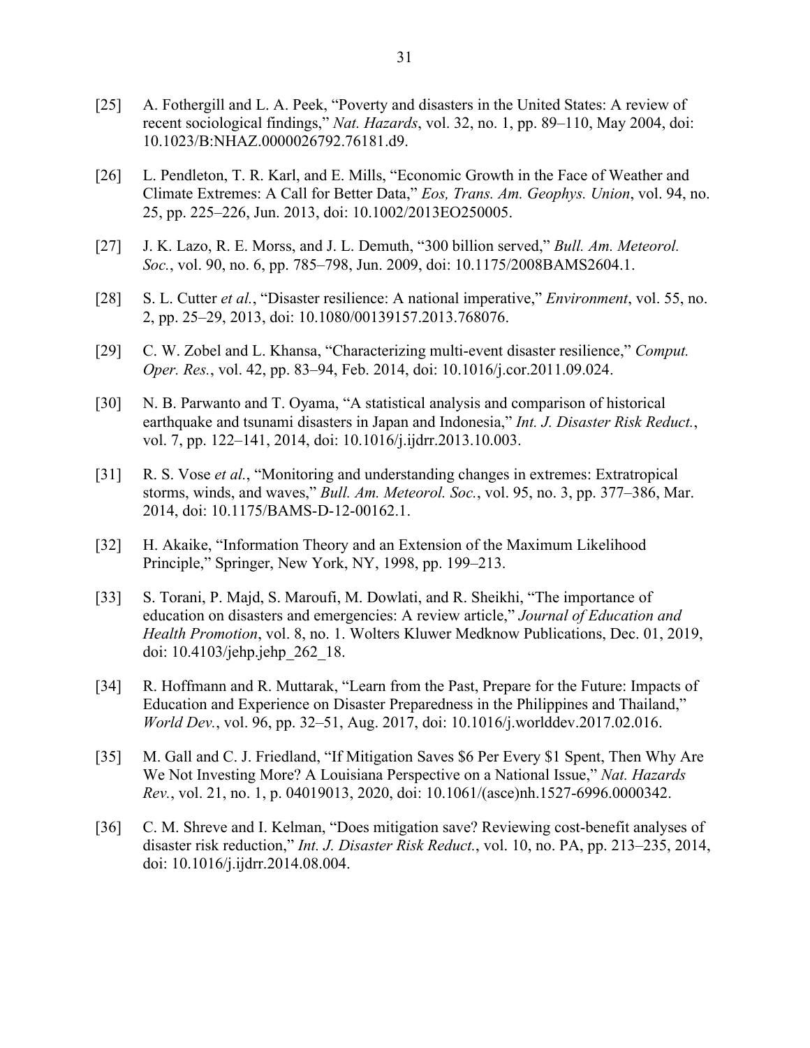[25] A. Fothergill and L. A. Peek, "Poverty and disasters in the United States: A review of recent sociological findings," *Nat. Hazards*, vol. 32, no. 1, pp. 89–110, May 2004, doi: 10.1023/B:NHAZ.0000026792.76181.d9.

[26] L. Pendleton, T. R. Karl, and E. Mills, "Economic Growth in the Face of Weather and Climate Extremes: A Call for Better Data," *Eos, Trans. Am. Geophys. Union*, vol. 94, no. 25, pp. 225–226, Jun. 2013, doi: 10.1002/2013EO250005.

[27] J. K. Lazo, R. E. Morss, and J. L. Demuth, "300 billion served," *Bull. Am. Meteorol. Soc.*, vol. 90, no. 6, pp. 785–798, Jun. 2009, doi: 10.1175/2008BAMS2604.1.

[28] S. L. Cutter *et al.*, "Disaster resilience: A national imperative," *Environment*, vol. 55, no. 2, pp. 25–29, 2013, doi: 10.1080/00139157.2013.768076.

[29] C. W. Zobel and L. Khansa, "Characterizing multi-event disaster resilience," *Comput. Oper. Res.*, vol. 42, pp. 83–94, Feb. 2014, doi: 10.1016/j.cor.2011.09.024.

[30] N. B. Parwanto and T. Oyama, "A statistical analysis and comparison of historical earthquake and tsunami disasters in Japan and Indonesia," *Int. J. Disaster Risk Reduct.*, vol. 7, pp. 122–141, 2014, doi: 10.1016/j.ijdrr.2013.10.003.

[31] R. S. Vose *et al.*, "Monitoring and understanding changes in extremes: Extratropical storms, winds, and waves," *Bull. Am. Meteorol. Soc.*, vol. 95, no. 3, pp. 377–386, Mar. 2014, doi: 10.1175/BAMS-D-12-00162.1.

[32] H. Akaike, "Information Theory and an Extension of the Maximum Likelihood Principle," Springer, New York, NY, 1998, pp. 199–213.

[33] S. Torani, P. Majd, S. Maroufi, M. Dowlati, and R. Sheikhi, "The importance of education on disasters and emergencies: A review article," *Journal of Education and Health Promotion*, vol. 8, no. 1. Wolters Kluwer Medknow Publications, Dec. 01, 2019, doi: 10.4103/jehp.jehp_262_18.

[34] R. Hoffmann and R. Muttarak, "Learn from the Past, Prepare for the Future: Impacts of Education and Experience on Disaster Preparedness in the Philippines and Thailand," *World Dev.*, vol. 96, pp. 32–51, Aug. 2017, doi: 10.1016/j.worlddev.2017.02.016.

[35] M. Gall and C. J. Friedland, "If Mitigation Saves $6 Per Every $1 Spent, Then Why Are We Not Investing More? A Louisiana Perspective on a National Issue," *Nat. Hazards Rev.*, vol. 21, no. 1, p. 04019013, 2020, doi: 10.1061/(asce)nh.1527-6996.0000342.

[36] C. M. Shreve and I. Kelman, "Does mitigation save? Reviewing cost-benefit analyses of disaster risk reduction," *Int. J. Disaster Risk Reduct.*, vol. 10, no. PA, pp. 213–235, 2014, doi: 10.1016/j.ijdrr.2014.08.004.